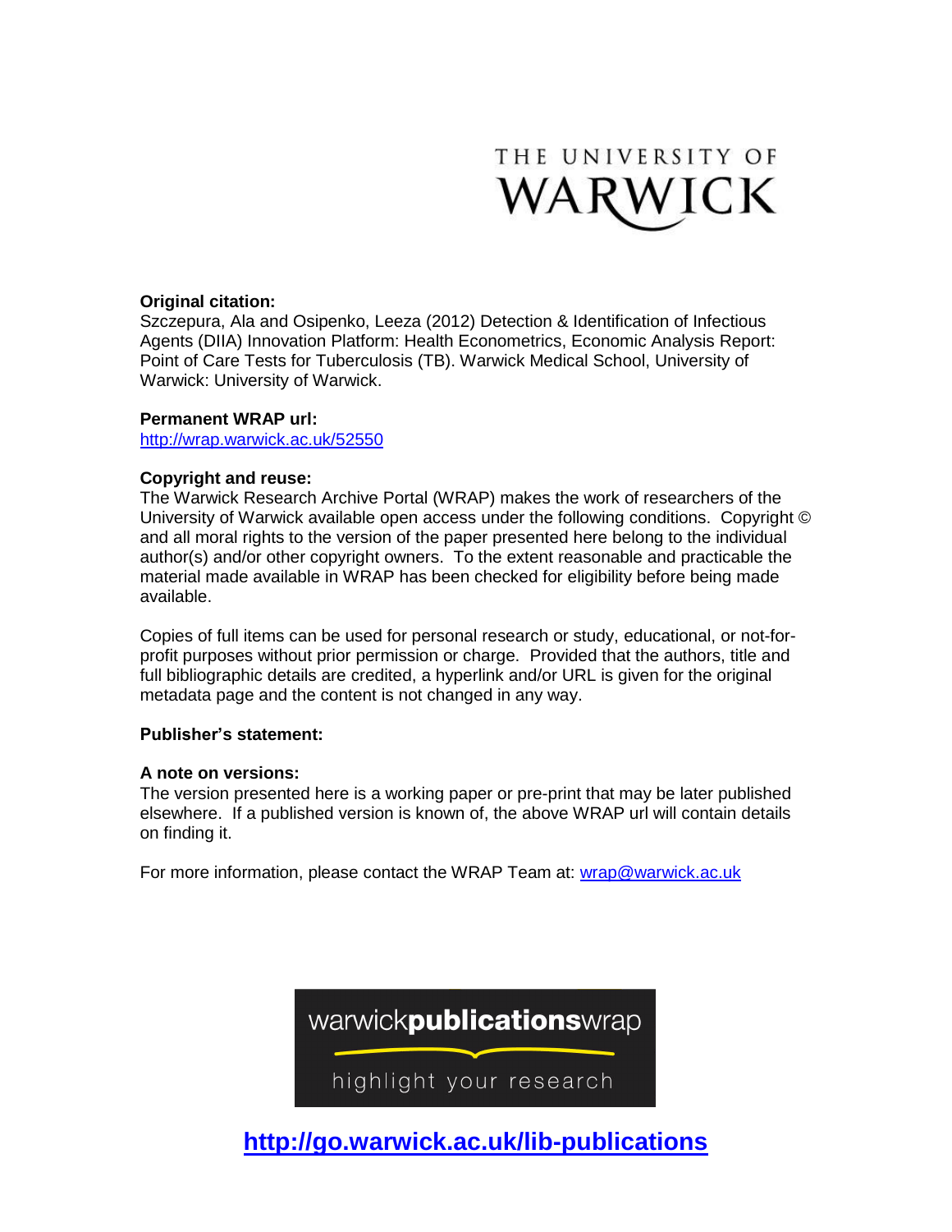THE UNIVERSITY OF WARWICK

**Original citation:**
Szczepura, Ala and Osipenko, Leeza (2012) Detection & Identification of Infectious Agents (DIIA) Innovation Platform: Health Econometrics, Economic Analysis Report: Point of Care Tests for Tuberculosis (TB). Warwick Medical School, University of Warwick: University of Warwick.

**Permanent WRAP url:**
http://wrap.warwick.ac.uk/52550

**Copyright and reuse:**
The Warwick Research Archive Portal (WRAP) makes the work of researchers of the University of Warwick available open access under the following conditions. Copyright © and all moral rights to the version of the paper presented here belong to the individual author(s) and/or other copyright owners. To the extent reasonable and practicable the material made available in WRAP has been checked for eligibility before being made available.

Copies of full items can be used for personal research or study, educational, or not-for-profit purposes without prior permission or charge. Provided that the authors, title and full bibliographic details are credited, a hyperlink and/or URL is given for the original metadata page and the content is not changed in any way.

**Publisher's statement:**

**A note on versions:**
The version presented here is a working paper or pre-print that may be later published elsewhere. If a published version is known of, the above WRAP url will contain details on finding it.

For more information, please contact the WRAP Team at: wrap@warwick.ac.uk

warwickpublicationswrap

highlight your research

**http://go.warwick.ac.uk/lib-publications**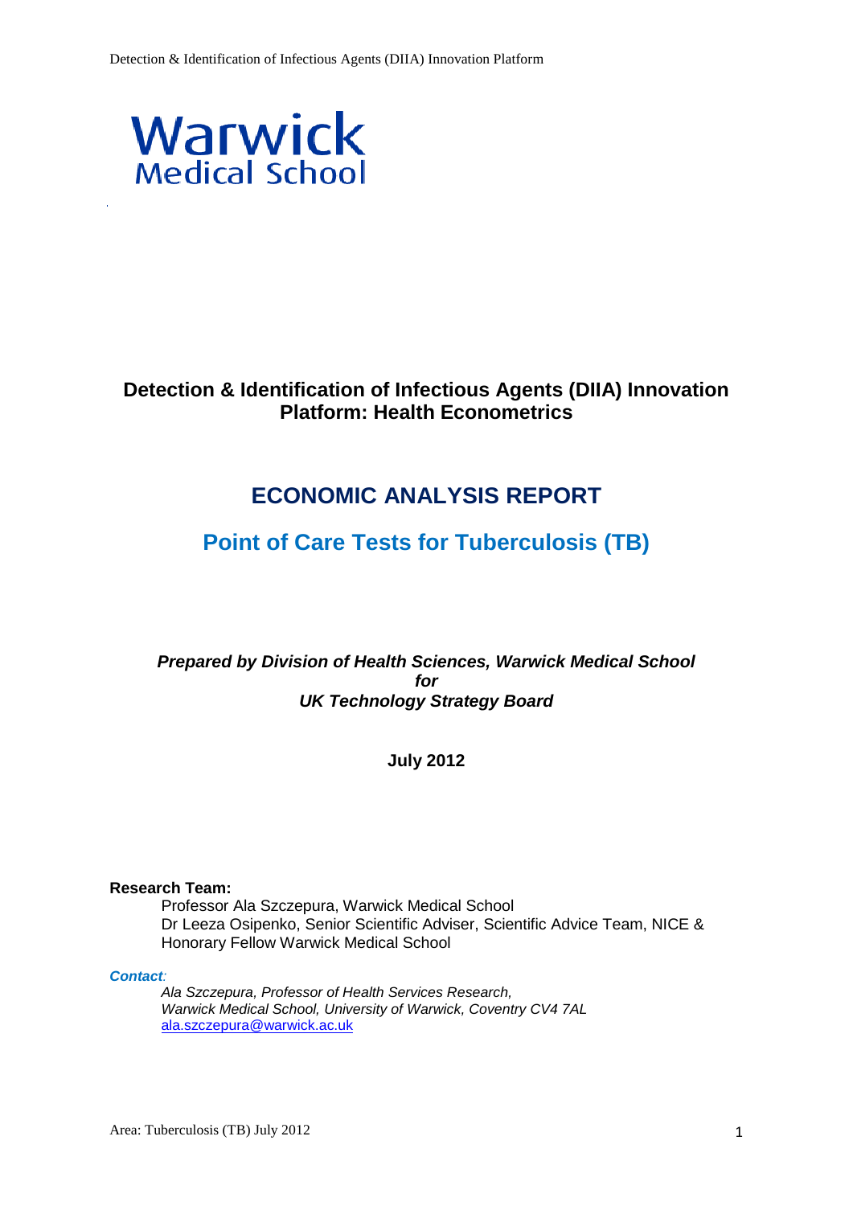Warwick
Medical School

**Detection & Identification of Infectious Agents (DIIA) Innovation Platform: Health Econometrics**

# ECONOMIC ANALYSIS REPORT

## Point of Care Tests for Tuberculosis (TB)

***Prepared by Division of Health Sciences, Warwick Medical School***
***for***
***UK Technology Strategy Board***

**July 2012**

**Research Team:**

Professor Ala Szczepura, Warwick Medical School
Dr Leeza Osipenko, Senior Scientific Adviser, Scientific Advice Team, NICE & Honorary Fellow Warwick Medical School

***Contact*:**

*Ala Szczepura, Professor of Health Services Research,*
*Warwick Medical School, University of Warwick, Coventry CV4 7AL*
ala.szczepura@warwick.ac.uk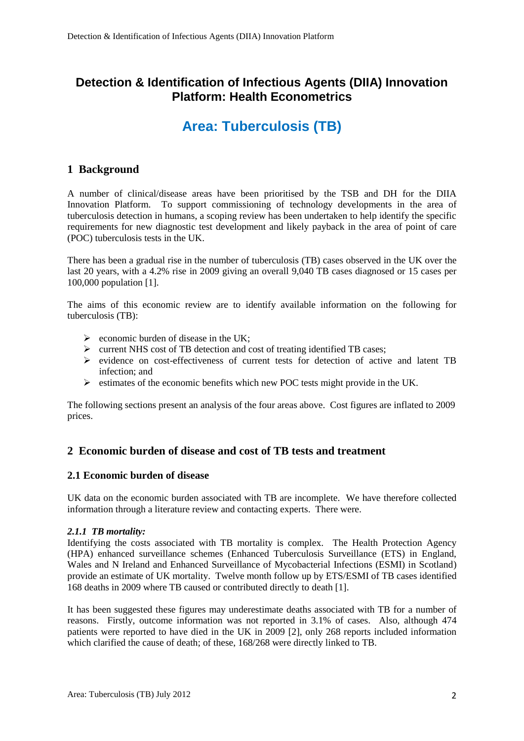# Detection & Identification of Infectious Agents (DIIA) Innovation Platform: Health Econometrics

## Area: Tuberculosis (TB)

## 1 Background

A number of clinical/disease areas have been prioritised by the TSB and DH for the DIIA Innovation Platform. To support commissioning of technology developments in the area of tuberculosis detection in humans, a scoping review has been undertaken to help identify the specific requirements for new diagnostic test development and likely payback in the area of point of care (POC) tuberculosis tests in the UK.

There has been a gradual rise in the number of tuberculosis (TB) cases observed in the UK over the last 20 years, with a 4.2% rise in 2009 giving an overall 9,040 TB cases diagnosed or 15 cases per 100,000 population [1].

The aims of this economic review are to identify available information on the following for tuberculosis (TB):

- economic burden of disease in the UK;
- current NHS cost of TB detection and cost of treating identified TB cases;
- evidence on cost-effectiveness of current tests for detection of active and latent TB infection; and
- estimates of the economic benefits which new POC tests might provide in the UK.

The following sections present an analysis of the four areas above. Cost figures are inflated to 2009 prices.

## 2 Economic burden of disease and cost of TB tests and treatment

### 2.1 Economic burden of disease

UK data on the economic burden associated with TB are incomplete. We have therefore collected information through a literature review and contacting experts. There were.

#### *2.1.1 TB mortality:*

Identifying the costs associated with TB mortality is complex. The Health Protection Agency (HPA) enhanced surveillance schemes (Enhanced Tuberculosis Surveillance (ETS) in England, Wales and N Ireland and Enhanced Surveillance of Mycobacterial Infections (ESMI) in Scotland) provide an estimate of UK mortality. Twelve month follow up by ETS/ESMI of TB cases identified 168 deaths in 2009 where TB caused or contributed directly to death [1].

It has been suggested these figures may underestimate deaths associated with TB for a number of reasons. Firstly, outcome information was not reported in 3.1% of cases. Also, although 474 patients were reported to have died in the UK in 2009 [2], only 268 reports included information which clarified the cause of death; of these, 168/268 were directly linked to TB.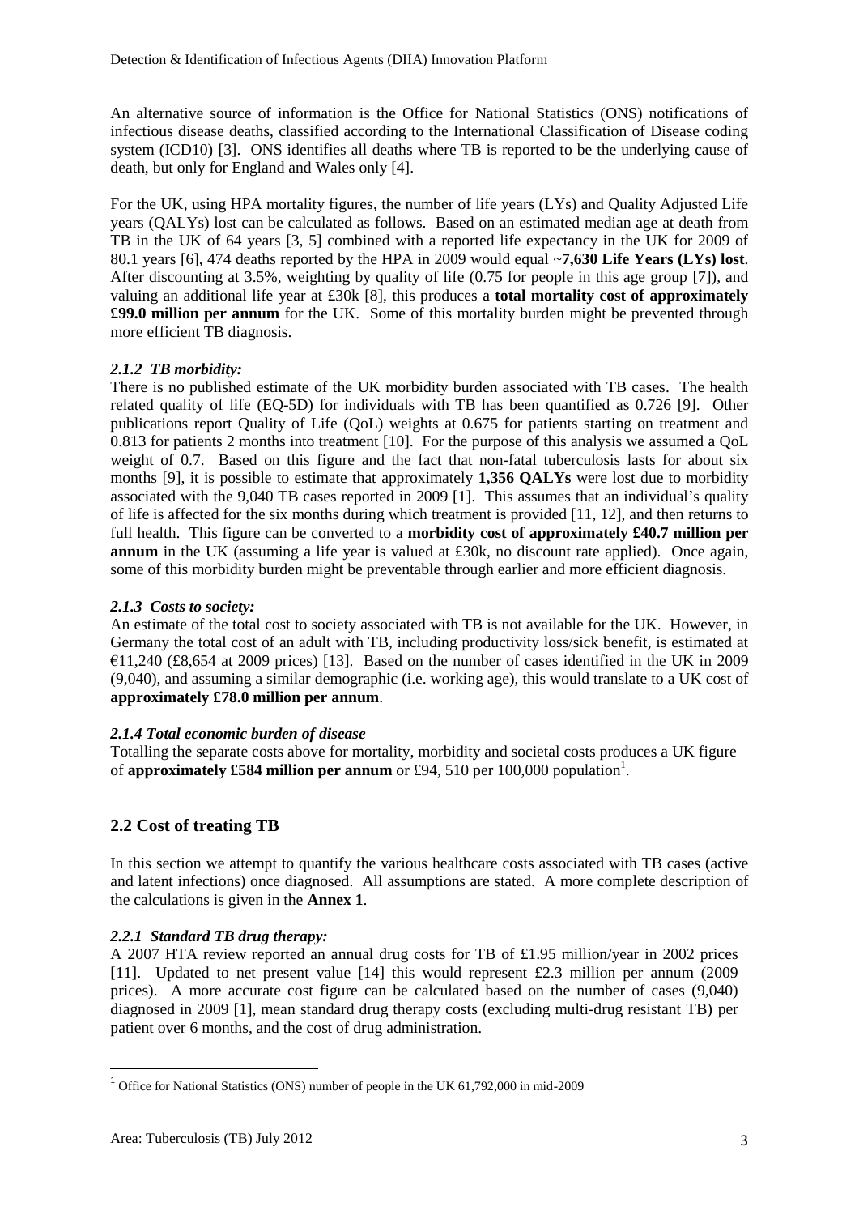An alternative source of information is the Office for National Statistics (ONS) notifications of infectious disease deaths, classified according to the International Classification of Disease coding system (ICD10) [3]. ONS identifies all deaths where TB is reported to be the underlying cause of death, but only for England and Wales only [4].

For the UK, using HPA mortality figures, the number of life years (LYs) and Quality Adjusted Life years (QALYs) lost can be calculated as follows. Based on an estimated median age at death from TB in the UK of 64 years [3, 5] combined with a reported life expectancy in the UK for 2009 of 80.1 years [6], 474 deaths reported by the HPA in 2009 would equal ~**7,630 Life Years (LYs) lost**. After discounting at 3.5%, weighting by quality of life (0.75 for people in this age group [7]), and valuing an additional life year at £30k [8], this produces a **total mortality cost of approximately £99.0 million per annum** for the UK. Some of this mortality burden might be prevented through more efficient TB diagnosis.

### *2.1.2 TB morbidity:*

There is no published estimate of the UK morbidity burden associated with TB cases. The health related quality of life (EQ-5D) for individuals with TB has been quantified as 0.726 [9]. Other publications report Quality of Life (QoL) weights at 0.675 for patients starting on treatment and 0.813 for patients 2 months into treatment [10]. For the purpose of this analysis we assumed a QoL weight of 0.7. Based on this figure and the fact that non-fatal tuberculosis lasts for about six months [9], it is possible to estimate that approximately **1,356 QALYs** were lost due to morbidity associated with the 9,040 TB cases reported in 2009 [1]. This assumes that an individual's quality of life is affected for the six months during which treatment is provided [11, 12], and then returns to full health. This figure can be converted to a **morbidity cost of approximately £40.7 million per annum** in the UK (assuming a life year is valued at £30k, no discount rate applied). Once again, some of this morbidity burden might be preventable through earlier and more efficient diagnosis.

### *2.1.3 Costs to society:*

An estimate of the total cost to society associated with TB is not available for the UK. However, in Germany the total cost of an adult with TB, including productivity loss/sick benefit, is estimated at €11,240 (£8,654 at 2009 prices) [13]. Based on the number of cases identified in the UK in 2009 (9,040), and assuming a similar demographic (i.e. working age), this would translate to a UK cost of **approximately £78.0 million per annum**.

### *2.1.4 Total economic burden of disease*

Totalling the separate costs above for mortality, morbidity and societal costs produces a UK figure of **approximately £584 million per annum** or £94, 510 per 100,000 population[1].

## 2.2 Cost of treating TB

In this section we attempt to quantify the various healthcare costs associated with TB cases (active and latent infections) once diagnosed. All assumptions are stated. A more complete description of the calculations is given in the **Annex 1**.

### *2.2.1 Standard TB drug therapy:*

A 2007 HTA review reported an annual drug costs for TB of £1.95 million/year in 2002 prices [11]. Updated to net present value [14] this would represent £2.3 million per annum (2009 prices). A more accurate cost figure can be calculated based on the number of cases (9,040) diagnosed in 2009 [1], mean standard drug therapy costs (excluding multi-drug resistant TB) per patient over 6 months, and the cost of drug administration.

---

[1] Office for National Statistics (ONS) number of people in the UK 61,792,000 in mid-2009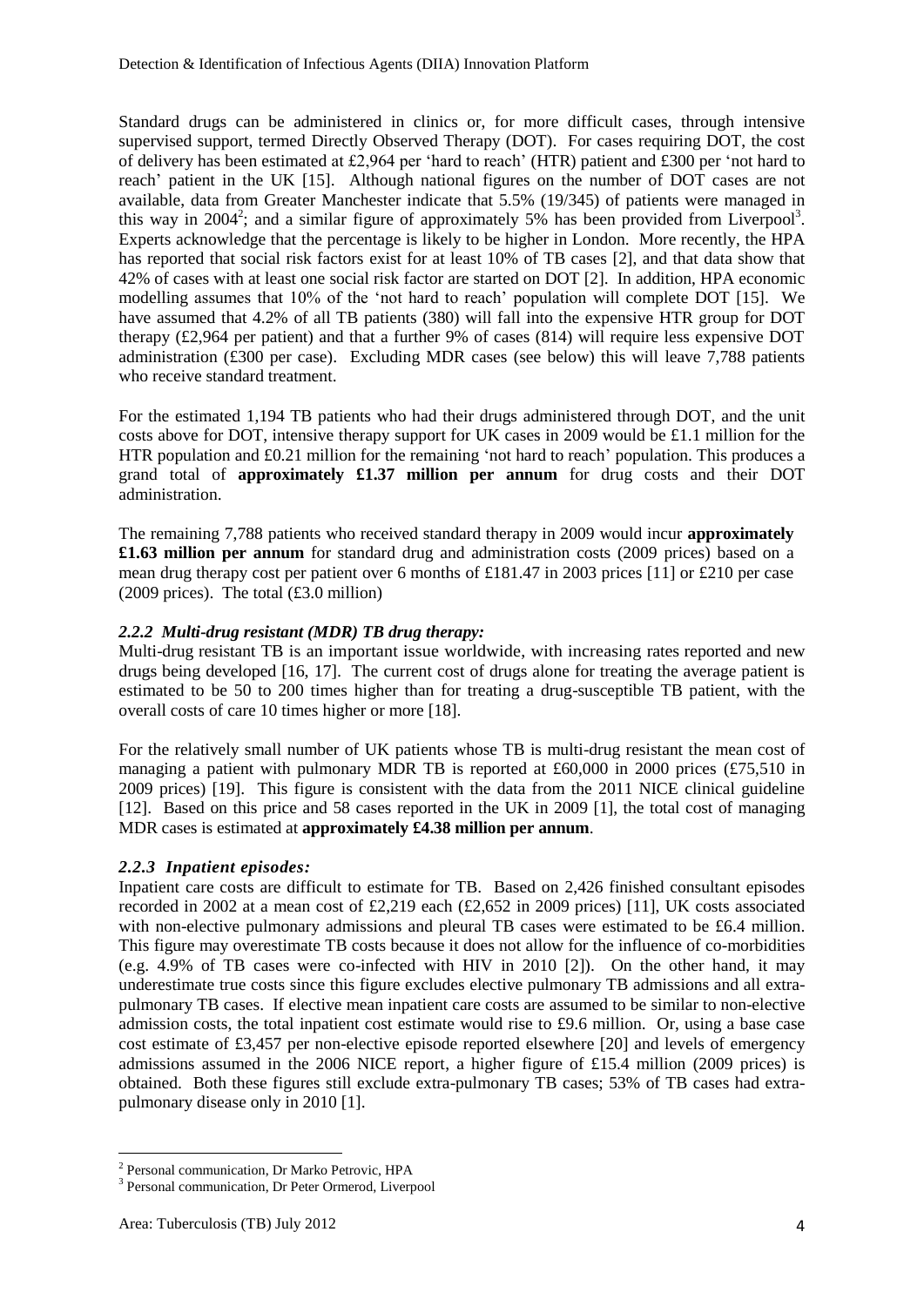Standard drugs can be administered in clinics or, for more difficult cases, through intensive supervised support, termed Directly Observed Therapy (DOT). For cases requiring DOT, the cost of delivery has been estimated at £2,964 per 'hard to reach' (HTR) patient and £300 per 'not hard to reach' patient in the UK [15]. Although national figures on the number of DOT cases are not available, data from Greater Manchester indicate that 5.5% (19/345) of patients were managed in this way in 2004[2]; and a similar figure of approximately 5% has been provided from Liverpool[3]. Experts acknowledge that the percentage is likely to be higher in London. More recently, the HPA has reported that social risk factors exist for at least 10% of TB cases [2], and that data show that 42% of cases with at least one social risk factor are started on DOT [2]. In addition, HPA economic modelling assumes that 10% of the 'not hard to reach' population will complete DOT [15]. We have assumed that 4.2% of all TB patients (380) will fall into the expensive HTR group for DOT therapy (£2,964 per patient) and that a further 9% of cases (814) will require less expensive DOT administration (£300 per case). Excluding MDR cases (see below) this will leave 7,788 patients who receive standard treatment.

For the estimated 1,194 TB patients who had their drugs administered through DOT, and the unit costs above for DOT, intensive therapy support for UK cases in 2009 would be £1.1 million for the HTR population and £0.21 million for the remaining 'not hard to reach' population. This produces a grand total of **approximately £1.37 million per annum** for drug costs and their DOT administration.

The remaining 7,788 patients who received standard therapy in 2009 would incur **approximately £1.63 million per annum** for standard drug and administration costs (2009 prices) based on a mean drug therapy cost per patient over 6 months of £181.47 in 2003 prices [11] or £210 per case (2009 prices). The total (£3.0 million)

### *2.2.2 Multi-drug resistant (MDR) TB drug therapy:*

Multi-drug resistant TB is an important issue worldwide, with increasing rates reported and new drugs being developed [16, 17]. The current cost of drugs alone for treating the average patient is estimated to be 50 to 200 times higher than for treating a drug-susceptible TB patient, with the overall costs of care 10 times higher or more [18].

For the relatively small number of UK patients whose TB is multi-drug resistant the mean cost of managing a patient with pulmonary MDR TB is reported at £60,000 in 2000 prices (£75,510 in 2009 prices) [19]. This figure is consistent with the data from the 2011 NICE clinical guideline [12]. Based on this price and 58 cases reported in the UK in 2009 [1], the total cost of managing MDR cases is estimated at **approximately £4.38 million per annum**.

### *2.2.3 Inpatient episodes:*

Inpatient care costs are difficult to estimate for TB. Based on 2,426 finished consultant episodes recorded in 2002 at a mean cost of £2,219 each (£2,652 in 2009 prices) [11], UK costs associated with non-elective pulmonary admissions and pleural TB cases were estimated to be £6.4 million. This figure may overestimate TB costs because it does not allow for the influence of co-morbidities (e.g. 4.9% of TB cases were co-infected with HIV in 2010 [2]). On the other hand, it may underestimate true costs since this figure excludes elective pulmonary TB admissions and all extra-pulmonary TB cases. If elective mean inpatient care costs are assumed to be similar to non-elective admission costs, the total inpatient cost estimate would rise to £9.6 million. Or, using a base case cost estimate of £3,457 per non-elective episode reported elsewhere [20] and levels of emergency admissions assumed in the 2006 NICE report, a higher figure of £15.4 million (2009 prices) is obtained. Both these figures still exclude extra-pulmonary TB cases; 53% of TB cases had extra-pulmonary disease only in 2010 [1].

---

[2] Personal communication, Dr Marko Petrovic, HPA

[3] Personal communication, Dr Peter Ormerod, Liverpool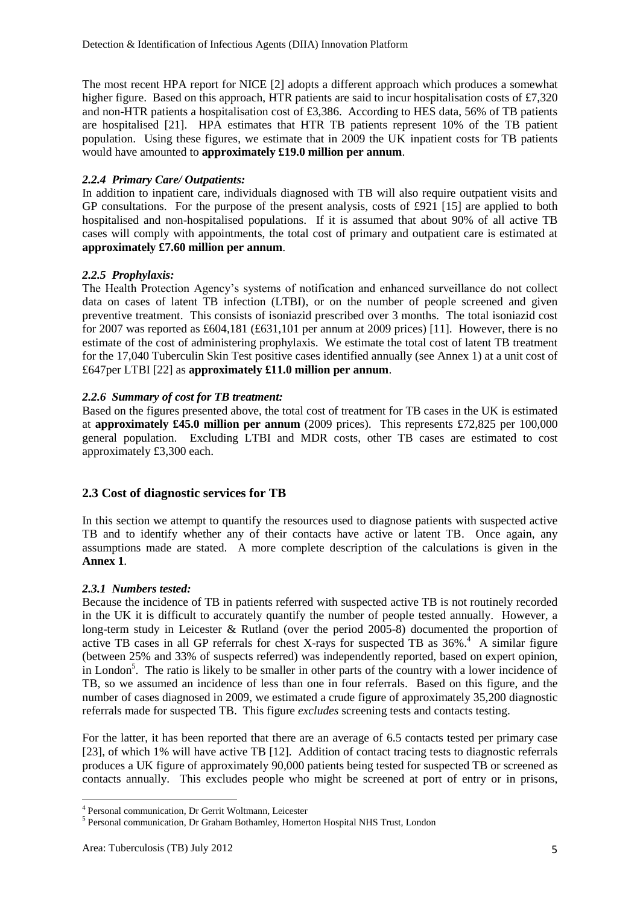The most recent HPA report for NICE [2] adopts a different approach which produces a somewhat higher figure. Based on this approach, HTR patients are said to incur hospitalisation costs of £7,320 and non-HTR patients a hospitalisation cost of £3,386. According to HES data, 56% of TB patients are hospitalised [21]. HPA estimates that HTR TB patients represent 10% of the TB patient population. Using these figures, we estimate that in 2009 the UK inpatient costs for TB patients would have amounted to **approximately £19.0 million per annum**.

#### *2.2.4 Primary Care/ Outpatients:*

In addition to inpatient care, individuals diagnosed with TB will also require outpatient visits and GP consultations. For the purpose of the present analysis, costs of £921 [15] are applied to both hospitalised and non-hospitalised populations. If it is assumed that about 90% of all active TB cases will comply with appointments, the total cost of primary and outpatient care is estimated at **approximately £7.60 million per annum**.

#### *2.2.5 Prophylaxis:*

The Health Protection Agency's systems of notification and enhanced surveillance do not collect data on cases of latent TB infection (LTBI), or on the number of people screened and given preventive treatment. This consists of isoniazid prescribed over 3 months. The total isoniazid cost for 2007 was reported as £604,181 (£631,101 per annum at 2009 prices) [11]. However, there is no estimate of the cost of administering prophylaxis. We estimate the total cost of latent TB treatment for the 17,040 Tuberculin Skin Test positive cases identified annually (see Annex 1) at a unit cost of £647per LTBI [22] as **approximately £11.0 million per annum**.

#### *2.2.6 Summary of cost for TB treatment:*

Based on the figures presented above, the total cost of treatment for TB cases in the UK is estimated at **approximately £45.0 million per annum** (2009 prices). This represents £72,825 per 100,000 general population. Excluding LTBI and MDR costs, other TB cases are estimated to cost approximately £3,300 each.

### 2.3 Cost of diagnostic services for TB

In this section we attempt to quantify the resources used to diagnose patients with suspected active TB and to identify whether any of their contacts have active or latent TB. Once again, any assumptions made are stated. A more complete description of the calculations is given in the **Annex 1**.

#### *2.3.1 Numbers tested:*

Because the incidence of TB in patients referred with suspected active TB is not routinely recorded in the UK it is difficult to accurately quantify the number of people tested annually. However, a long-term study in Leicester & Rutland (over the period 2005-8) documented the proportion of active TB cases in all GP referrals for chest X-rays for suspected TB as 36%.[4] A similar figure (between 25% and 33% of suspects referred) was independently reported, based on expert opinion, in London[5]. The ratio is likely to be smaller in other parts of the country with a lower incidence of TB, so we assumed an incidence of less than one in four referrals. Based on this figure, and the number of cases diagnosed in 2009, we estimated a crude figure of approximately 35,200 diagnostic referrals made for suspected TB. This figure *excludes* screening tests and contacts testing.

For the latter, it has been reported that there are an average of 6.5 contacts tested per primary case [23], of which 1% will have active TB [12]. Addition of contact tracing tests to diagnostic referrals produces a UK figure of approximately 90,000 patients being tested for suspected TB or screened as contacts annually. This excludes people who might be screened at port of entry or in prisons,

[4] Personal communication, Dr Gerrit Woltmann, Leicester

[5] Personal communication, Dr Graham Bothamley, Homerton Hospital NHS Trust, London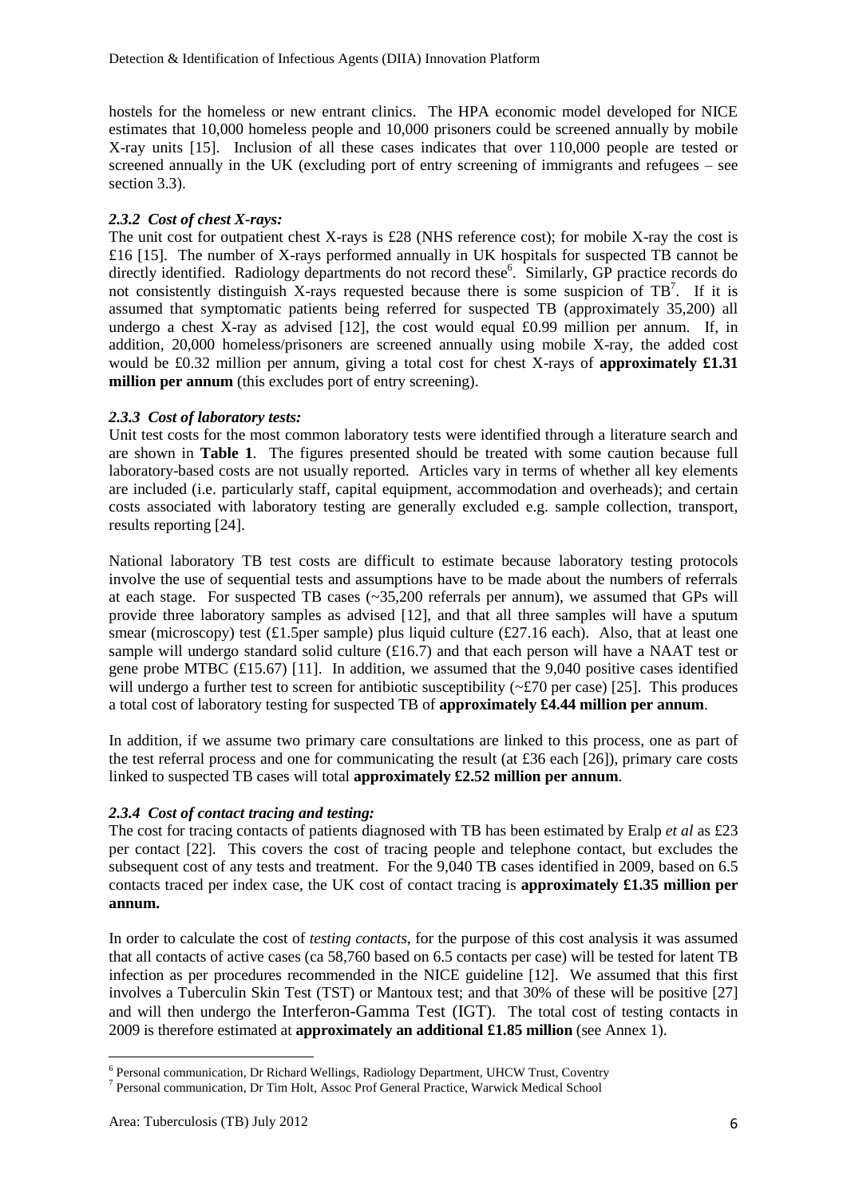hostels for the homeless or new entrant clinics. The HPA economic model developed for NICE estimates that 10,000 homeless people and 10,000 prisoners could be screened annually by mobile X-ray units [15]. Inclusion of all these cases indicates that over 110,000 people are tested or screened annually in the UK (excluding port of entry screening of immigrants and refugees – see section 3.3).

### *2.3.2 Cost of chest X-rays:*

The unit cost for outpatient chest X-rays is £28 (NHS reference cost); for mobile X-ray the cost is £16 [15]. The number of X-rays performed annually in UK hospitals for suspected TB cannot be directly identified. Radiology departments do not record these[6]. Similarly, GP practice records do not consistently distinguish X-rays requested because there is some suspicion of TB[7]. If it is assumed that symptomatic patients being referred for suspected TB (approximately 35,200) all undergo a chest X-ray as advised [12], the cost would equal £0.99 million per annum. If, in addition, 20,000 homeless/prisoners are screened annually using mobile X-ray, the added cost would be £0.32 million per annum, giving a total cost for chest X-rays of **approximately £1.31 million per annum** (this excludes port of entry screening).

### *2.3.3 Cost of laboratory tests:*

Unit test costs for the most common laboratory tests were identified through a literature search and are shown in **Table 1**. The figures presented should be treated with some caution because full laboratory-based costs are not usually reported. Articles vary in terms of whether all key elements are included (i.e. particularly staff, capital equipment, accommodation and overheads); and certain costs associated with laboratory testing are generally excluded e.g. sample collection, transport, results reporting [24].

National laboratory TB test costs are difficult to estimate because laboratory testing protocols involve the use of sequential tests and assumptions have to be made about the numbers of referrals at each stage. For suspected TB cases (~35,200 referrals per annum), we assumed that GPs will provide three laboratory samples as advised [12], and that all three samples will have a sputum smear (microscopy) test (£1.5per sample) plus liquid culture (£27.16 each). Also, that at least one sample will undergo standard solid culture (£16.7) and that each person will have a NAAT test or gene probe MTBC (£15.67) [11]. In addition, we assumed that the 9,040 positive cases identified will undergo a further test to screen for antibiotic susceptibility (~£70 per case) [25]. This produces a total cost of laboratory testing for suspected TB of **approximately £4.44 million per annum**.

In addition, if we assume two primary care consultations are linked to this process, one as part of the test referral process and one for communicating the result (at £36 each [26]), primary care costs linked to suspected TB cases will total **approximately £2.52 million per annum**.

### *2.3.4 Cost of contact tracing and testing:*

The cost for tracing contacts of patients diagnosed with TB has been estimated by Eralp *et al* as £23 per contact [22]. This covers the cost of tracing people and telephone contact, but excludes the subsequent cost of any tests and treatment. For the 9,040 TB cases identified in 2009, based on 6.5 contacts traced per index case, the UK cost of contact tracing is **approximately £1.35 million per annum.**

In order to calculate the cost of *testing contacts*, for the purpose of this cost analysis it was assumed that all contacts of active cases (ca 58,760 based on 6.5 contacts per case) will be tested for latent TB infection as per procedures recommended in the NICE guideline [12]. We assumed that this first involves a Tuberculin Skin Test (TST) or Mantoux test; and that 30% of these will be positive [27] and will then undergo the Interferon-Gamma Test (IGT). The total cost of testing contacts in 2009 is therefore estimated at **approximately an additional £1.85 million** (see Annex 1).

---

[6] Personal communication, Dr Richard Wellings, Radiology Department, UHCW Trust, Coventry

[7] Personal communication, Dr Tim Holt, Assoc Prof General Practice, Warwick Medical School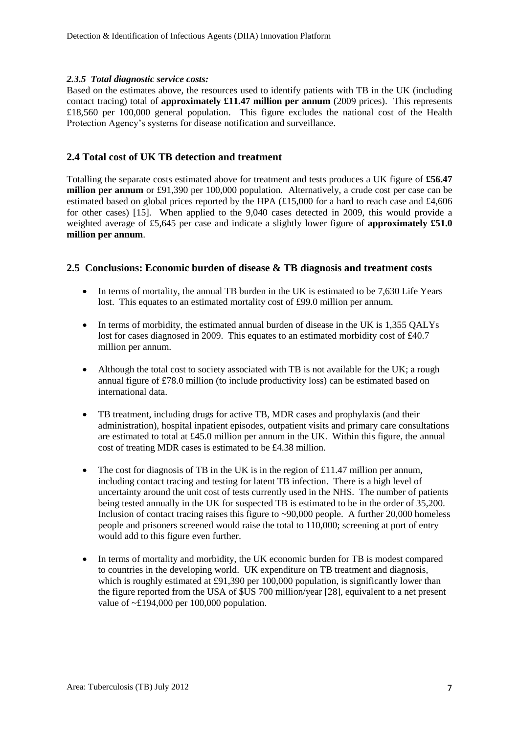### *2.3.5 Total diagnostic service costs:*

Based on the estimates above, the resources used to identify patients with TB in the UK (including contact tracing) total of **approximately £11.47 million per annum** (2009 prices). This represents £18,560 per 100,000 general population. This figure excludes the national cost of the Health Protection Agency's systems for disease notification and surveillance.

## 2.4 Total cost of UK TB detection and treatment

Totalling the separate costs estimated above for treatment and tests produces a UK figure of **£56.47 million per annum** or £91,390 per 100,000 population. Alternatively, a crude cost per case can be estimated based on global prices reported by the HPA (£15,000 for a hard to reach case and £4,606 for other cases) [15]. When applied to the 9,040 cases detected in 2009, this would provide a weighted average of £5,645 per case and indicate a slightly lower figure of **approximately £51.0 million per annum**.

## 2.5 Conclusions: Economic burden of disease & TB diagnosis and treatment costs

- In terms of mortality, the annual TB burden in the UK is estimated to be 7,630 Life Years lost. This equates to an estimated mortality cost of £99.0 million per annum.
- In terms of morbidity, the estimated annual burden of disease in the UK is 1,355 QALYs lost for cases diagnosed in 2009. This equates to an estimated morbidity cost of £40.7 million per annum.
- Although the total cost to society associated with TB is not available for the UK; a rough annual figure of £78.0 million (to include productivity loss) can be estimated based on international data.
- TB treatment, including drugs for active TB, MDR cases and prophylaxis (and their administration), hospital inpatient episodes, outpatient visits and primary care consultations are estimated to total at £45.0 million per annum in the UK. Within this figure, the annual cost of treating MDR cases is estimated to be £4.38 million.
- The cost for diagnosis of TB in the UK is in the region of £11.47 million per annum, including contact tracing and testing for latent TB infection. There is a high level of uncertainty around the unit cost of tests currently used in the NHS. The number of patients being tested annually in the UK for suspected TB is estimated to be in the order of 35,200. Inclusion of contact tracing raises this figure to ~90,000 people. A further 20,000 homeless people and prisoners screened would raise the total to 110,000; screening at port of entry would add to this figure even further.
- In terms of mortality and morbidity, the UK economic burden for TB is modest compared to countries in the developing world. UK expenditure on TB treatment and diagnosis, which is roughly estimated at £91,390 per 100,000 population, is significantly lower than the figure reported from the USA of $US 700 million/year [28], equivalent to a net present value of ~£194,000 per 100,000 population.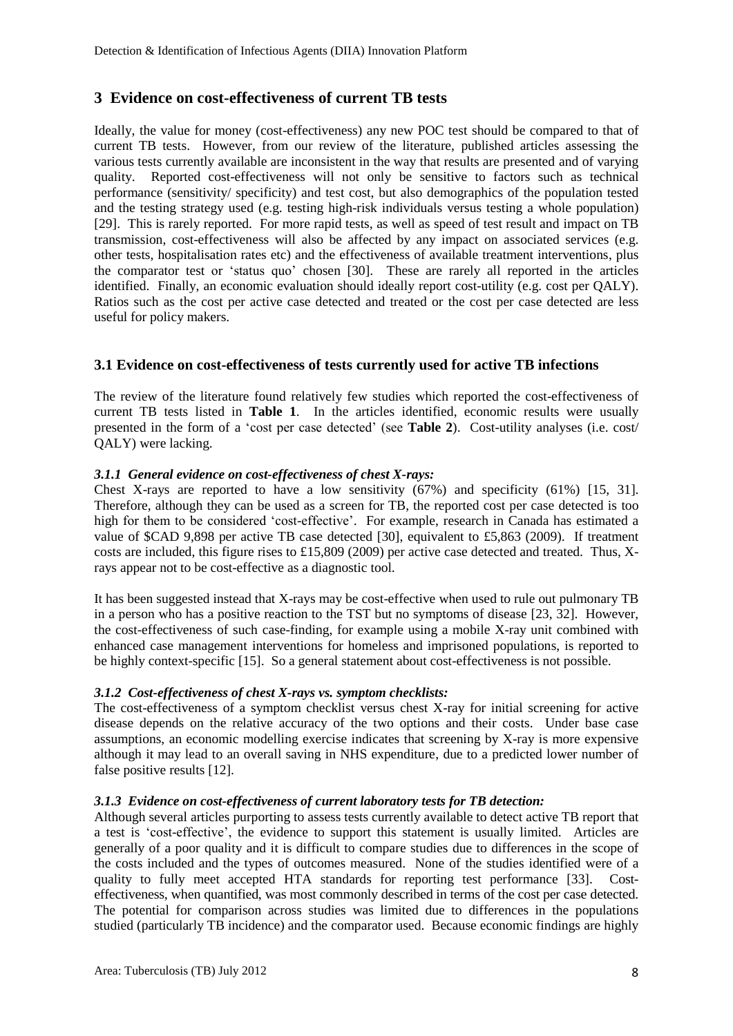## 3 Evidence on cost-effectiveness of current TB tests

Ideally, the value for money (cost-effectiveness) any new POC test should be compared to that of current TB tests. However, from our review of the literature, published articles assessing the various tests currently available are inconsistent in the way that results are presented and of varying quality. Reported cost-effectiveness will not only be sensitive to factors such as technical performance (sensitivity/ specificity) and test cost, but also demographics of the population tested and the testing strategy used (e.g. testing high-risk individuals versus testing a whole population) [29]. This is rarely reported. For more rapid tests, as well as speed of test result and impact on TB transmission, cost-effectiveness will also be affected by any impact on associated services (e.g. other tests, hospitalisation rates etc) and the effectiveness of available treatment interventions, plus the comparator test or 'status quo' chosen [30]. These are rarely all reported in the articles identified. Finally, an economic evaluation should ideally report cost-utility (e.g. cost per QALY). Ratios such as the cost per active case detected and treated or the cost per case detected are less useful for policy makers.

### 3.1 Evidence on cost-effectiveness of tests currently used for active TB infections

The review of the literature found relatively few studies which reported the cost-effectiveness of current TB tests listed in **Table 1**. In the articles identified, economic results were usually presented in the form of a 'cost per case detected' (see **Table 2**). Cost-utility analyses (i.e. cost/ QALY) were lacking.

#### *3.1.1 General evidence on cost-effectiveness of chest X-rays:*

Chest X-rays are reported to have a low sensitivity (67%) and specificity (61%) [15, 31]. Therefore, although they can be used as a screen for TB, the reported cost per case detected is too high for them to be considered 'cost-effective'. For example, research in Canada has estimated a value of $CAD 9,898 per active TB case detected [30], equivalent to £5,863 (2009). If treatment costs are included, this figure rises to £15,809 (2009) per active case detected and treated. Thus, X-rays appear not to be cost-effective as a diagnostic tool.

It has been suggested instead that X-rays may be cost-effective when used to rule out pulmonary TB in a person who has a positive reaction to the TST but no symptoms of disease [23, 32]. However, the cost-effectiveness of such case-finding, for example using a mobile X-ray unit combined with enhanced case management interventions for homeless and imprisoned populations, is reported to be highly context-specific [15]. So a general statement about cost-effectiveness is not possible.

#### *3.1.2 Cost-effectiveness of chest X-rays vs. symptom checklists:*

The cost-effectiveness of a symptom checklist versus chest X-ray for initial screening for active disease depends on the relative accuracy of the two options and their costs. Under base case assumptions, an economic modelling exercise indicates that screening by X-ray is more expensive although it may lead to an overall saving in NHS expenditure, due to a predicted lower number of false positive results [12].

#### *3.1.3 Evidence on cost-effectiveness of current laboratory tests for TB detection:*

Although several articles purporting to assess tests currently available to detect active TB report that a test is 'cost-effective', the evidence to support this statement is usually limited. Articles are generally of a poor quality and it is difficult to compare studies due to differences in the scope of the costs included and the types of outcomes measured. None of the studies identified were of a quality to fully meet accepted HTA standards for reporting test performance [33]. Cost-effectiveness, when quantified, was most commonly described in terms of the cost per case detected. The potential for comparison across studies was limited due to differences in the populations studied (particularly TB incidence) and the comparator used. Because economic findings are highly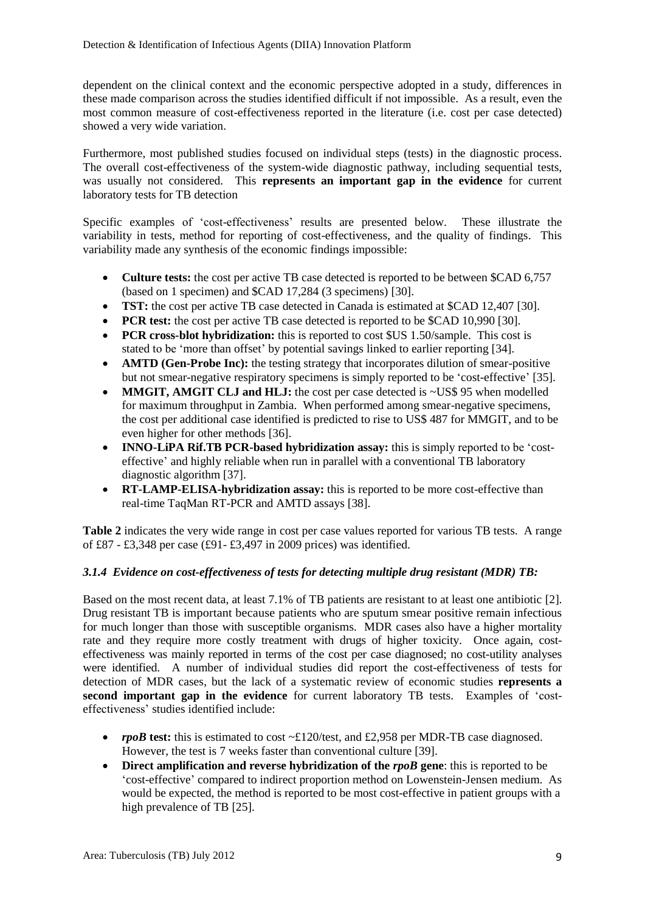dependent on the clinical context and the economic perspective adopted in a study, differences in these made comparison across the studies identified difficult if not impossible. As a result, even the most common measure of cost-effectiveness reported in the literature (i.e. cost per case detected) showed a very wide variation.

Furthermore, most published studies focused on individual steps (tests) in the diagnostic process. The overall cost-effectiveness of the system-wide diagnostic pathway, including sequential tests, was usually not considered. This **represents an important gap in the evidence** for current laboratory tests for TB detection

Specific examples of 'cost-effectiveness' results are presented below. These illustrate the variability in tests, method for reporting of cost-effectiveness, and the quality of findings. This variability made any synthesis of the economic findings impossible:

- **Culture tests:** the cost per active TB case detected is reported to be between $CAD 6,757 (based on 1 specimen) and $CAD 17,284 (3 specimens) [30].
- **TST:** the cost per active TB case detected in Canada is estimated at $CAD 12,407 [30].
- **PCR test:** the cost per active TB case detected is reported to be $CAD 10,990 [30].
- **PCR cross-blot hybridization:** this is reported to cost $US 1.50/sample. This cost is stated to be 'more than offset' by potential savings linked to earlier reporting [34].
- **AMTD (Gen-Probe Inc):** the testing strategy that incorporates dilution of smear-positive but not smear-negative respiratory specimens is simply reported to be 'cost-effective' [35].
- **MMGIT, AMGIT CLJ and HLJ:** the cost per case detected is ~US$ 95 when modelled for maximum throughput in Zambia. When performed among smear-negative specimens, the cost per additional case identified is predicted to rise to US$ 487 for MMGIT, and to be even higher for other methods [36].
- **INNO-LiPA Rif.TB PCR-based hybridization assay:** this is simply reported to be 'cost-effective' and highly reliable when run in parallel with a conventional TB laboratory diagnostic algorithm [37].
- **RT-LAMP-ELISA-hybridization assay:** this is reported to be more cost-effective than real-time TaqMan RT-PCR and AMTD assays [38].

**Table 2** indicates the very wide range in cost per case values reported for various TB tests. A range of £87 - £3,348 per case (£91- £3,497 in 2009 prices) was identified.

### *3.1.4 Evidence on cost-effectiveness of tests for detecting multiple drug resistant (MDR) TB:*

Based on the most recent data, at least 7.1% of TB patients are resistant to at least one antibiotic [2]. Drug resistant TB is important because patients who are sputum smear positive remain infectious for much longer than those with susceptible organisms. MDR cases also have a higher mortality rate and they require more costly treatment with drugs of higher toxicity. Once again, cost-effectiveness was mainly reported in terms of the cost per case diagnosed; no cost-utility analyses were identified. A number of individual studies did report the cost-effectiveness of tests for detection of MDR cases, but the lack of a systematic review of economic studies **represents a second important gap in the evidence** for current laboratory TB tests. Examples of 'cost-effectiveness' studies identified include:

- ***rpoB* test:** this is estimated to cost ~£120/test, and £2,958 per MDR-TB case diagnosed. However, the test is 7 weeks faster than conventional culture [39].
- **Direct amplification and reverse hybridization of the *rpoB* gene**: this is reported to be 'cost-effective' compared to indirect proportion method on Lowenstein-Jensen medium. As would be expected, the method is reported to be most cost-effective in patient groups with a high prevalence of TB [25].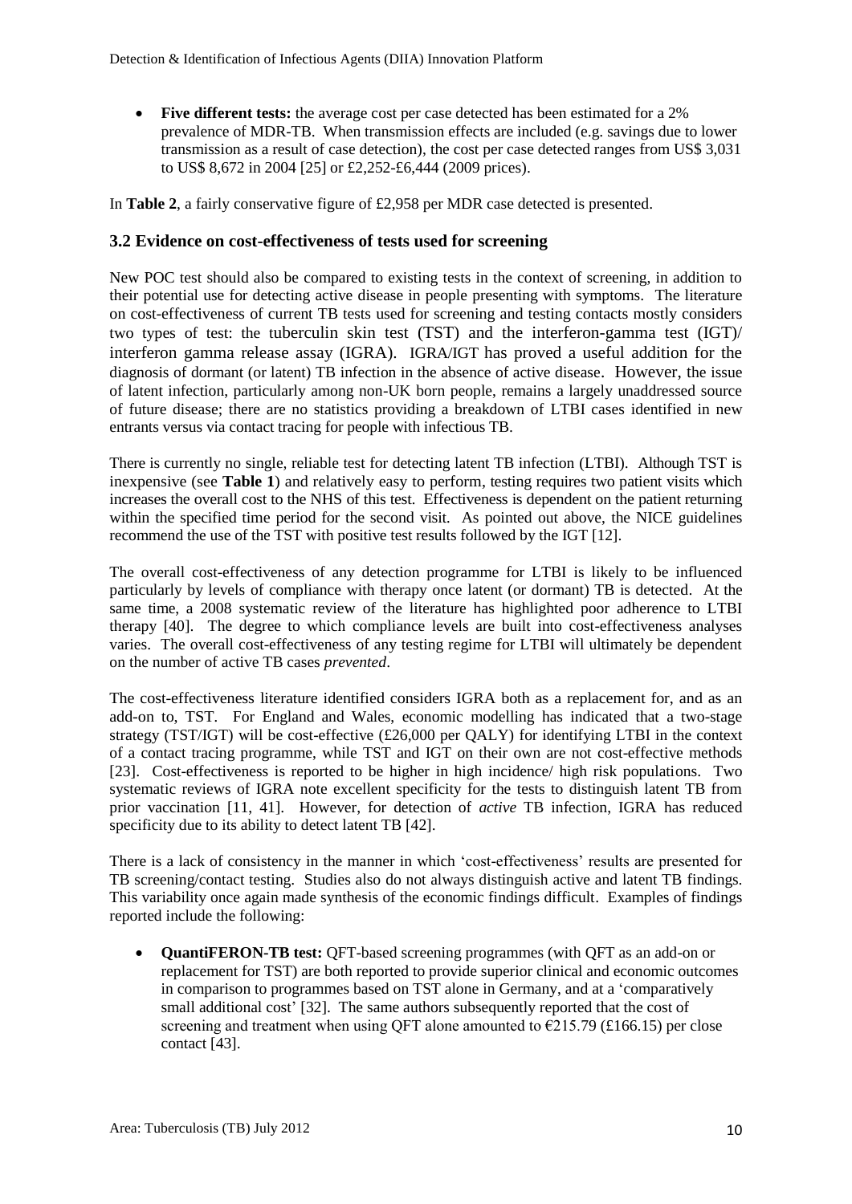- **Five different tests:** the average cost per case detected has been estimated for a 2% prevalence of MDR-TB. When transmission effects are included (e.g. savings due to lower transmission as a result of case detection), the cost per case detected ranges from US$ 3,031 to US$ 8,672 in 2004 [25] or £2,252-£6,444 (2009 prices).

In **Table 2**, a fairly conservative figure of £2,958 per MDR case detected is presented.

### 3.2 Evidence on cost-effectiveness of tests used for screening

New POC test should also be compared to existing tests in the context of screening, in addition to their potential use for detecting active disease in people presenting with symptoms. The literature on cost-effectiveness of current TB tests used for screening and testing contacts mostly considers two types of test: the tuberculin skin test (TST) and the interferon-gamma test (IGT)/ interferon gamma release assay (IGRA). IGRA/IGT has proved a useful addition for the diagnosis of dormant (or latent) TB infection in the absence of active disease. However, the issue of latent infection, particularly among non-UK born people, remains a largely unaddressed source of future disease; there are no statistics providing a breakdown of LTBI cases identified in new entrants versus via contact tracing for people with infectious TB.

There is currently no single, reliable test for detecting latent TB infection (LTBI). Although TST is inexpensive (see **Table 1**) and relatively easy to perform, testing requires two patient visits which increases the overall cost to the NHS of this test. Effectiveness is dependent on the patient returning within the specified time period for the second visit. As pointed out above, the NICE guidelines recommend the use of the TST with positive test results followed by the IGT [12].

The overall cost-effectiveness of any detection programme for LTBI is likely to be influenced particularly by levels of compliance with therapy once latent (or dormant) TB is detected. At the same time, a 2008 systematic review of the literature has highlighted poor adherence to LTBI therapy [40]. The degree to which compliance levels are built into cost-effectiveness analyses varies. The overall cost-effectiveness of any testing regime for LTBI will ultimately be dependent on the number of active TB cases *prevented*.

The cost-effectiveness literature identified considers IGRA both as a replacement for, and as an add-on to, TST. For England and Wales, economic modelling has indicated that a two-stage strategy (TST/IGT) will be cost-effective (£26,000 per QALY) for identifying LTBI in the context of a contact tracing programme, while TST and IGT on their own are not cost-effective methods [23]. Cost-effectiveness is reported to be higher in high incidence/ high risk populations. Two systematic reviews of IGRA note excellent specificity for the tests to distinguish latent TB from prior vaccination [11, 41]. However, for detection of *active* TB infection, IGRA has reduced specificity due to its ability to detect latent TB [42].

There is a lack of consistency in the manner in which 'cost-effectiveness' results are presented for TB screening/contact testing. Studies also do not always distinguish active and latent TB findings. This variability once again made synthesis of the economic findings difficult. Examples of findings reported include the following:

- **QuantiFERON-TB test:** QFT-based screening programmes (with QFT as an add-on or replacement for TST) are both reported to provide superior clinical and economic outcomes in comparison to programmes based on TST alone in Germany, and at a 'comparatively small additional cost' [32]. The same authors subsequently reported that the cost of screening and treatment when using QFT alone amounted to €215.79 (£166.15) per close contact [43].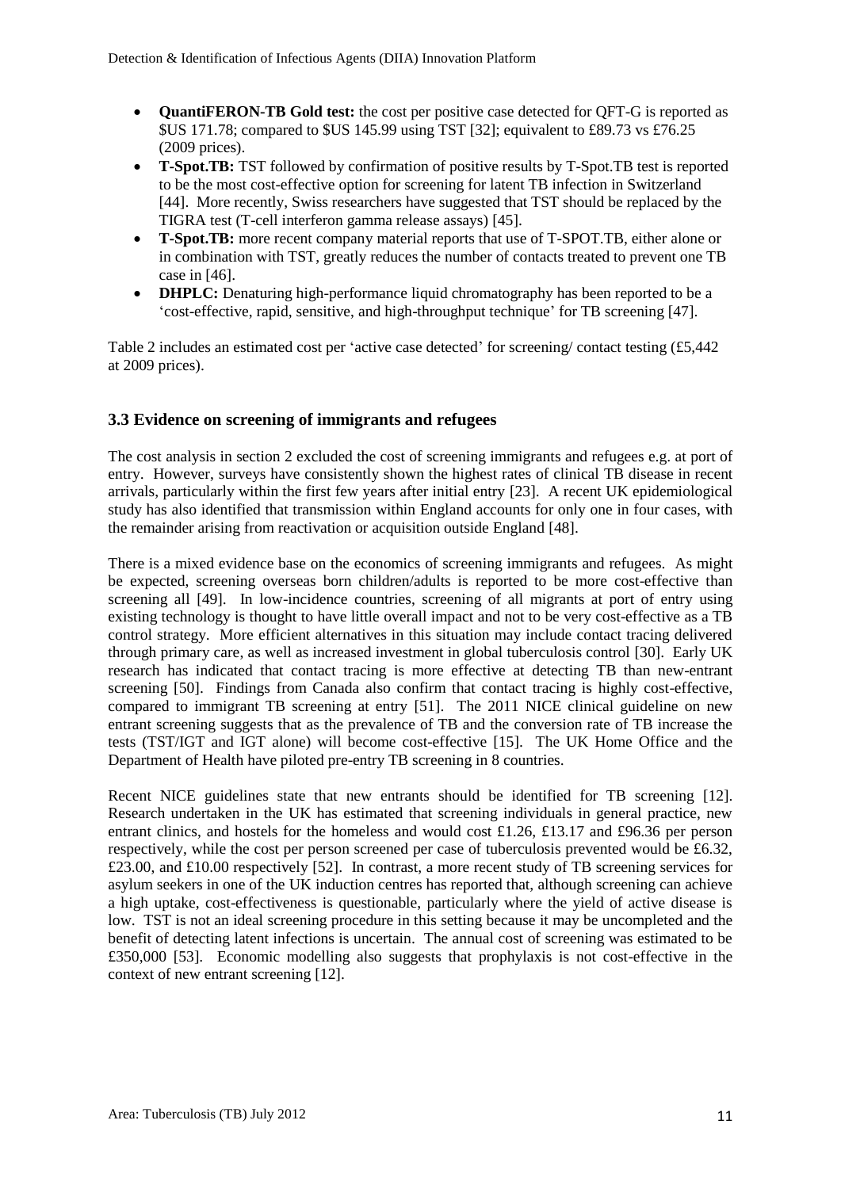- **QuantiFERON-TB Gold test:** the cost per positive case detected for QFT-G is reported as $US 171.78; compared to $US 145.99 using TST [32]; equivalent to £89.73 vs £76.25 (2009 prices).
- **T-Spot.TB:** TST followed by confirmation of positive results by T-Spot.TB test is reported to be the most cost-effective option for screening for latent TB infection in Switzerland [44]. More recently, Swiss researchers have suggested that TST should be replaced by the TIGRA test (T-cell interferon gamma release assays) [45].
- **T-Spot.TB:** more recent company material reports that use of T-SPOT.TB, either alone or in combination with TST, greatly reduces the number of contacts treated to prevent one TB case in [46].
- **DHPLC:** Denaturing high-performance liquid chromatography has been reported to be a 'cost-effective, rapid, sensitive, and high-throughput technique' for TB screening [47].

Table 2 includes an estimated cost per 'active case detected' for screening/ contact testing (£5,442 at 2009 prices).

### 3.3 Evidence on screening of immigrants and refugees

The cost analysis in section 2 excluded the cost of screening immigrants and refugees e.g. at port of entry. However, surveys have consistently shown the highest rates of clinical TB disease in recent arrivals, particularly within the first few years after initial entry [23]. A recent UK epidemiological study has also identified that transmission within England accounts for only one in four cases, with the remainder arising from reactivation or acquisition outside England [48].

There is a mixed evidence base on the economics of screening immigrants and refugees. As might be expected, screening overseas born children/adults is reported to be more cost-effective than screening all [49]. In low-incidence countries, screening of all migrants at port of entry using existing technology is thought to have little overall impact and not to be very cost-effective as a TB control strategy. More efficient alternatives in this situation may include contact tracing delivered through primary care, as well as increased investment in global tuberculosis control [30]. Early UK research has indicated that contact tracing is more effective at detecting TB than new-entrant screening [50]. Findings from Canada also confirm that contact tracing is highly cost-effective, compared to immigrant TB screening at entry [51]. The 2011 NICE clinical guideline on new entrant screening suggests that as the prevalence of TB and the conversion rate of TB increase the tests (TST/IGT and IGT alone) will become cost-effective [15]. The UK Home Office and the Department of Health have piloted pre-entry TB screening in 8 countries.

Recent NICE guidelines state that new entrants should be identified for TB screening [12]. Research undertaken in the UK has estimated that screening individuals in general practice, new entrant clinics, and hostels for the homeless and would cost £1.26, £13.17 and £96.36 per person respectively, while the cost per person screened per case of tuberculosis prevented would be £6.32, £23.00, and £10.00 respectively [52]. In contrast, a more recent study of TB screening services for asylum seekers in one of the UK induction centres has reported that, although screening can achieve a high uptake, cost-effectiveness is questionable, particularly where the yield of active disease is low. TST is not an ideal screening procedure in this setting because it may be uncompleted and the benefit of detecting latent infections is uncertain. The annual cost of screening was estimated to be £350,000 [53]. Economic modelling also suggests that prophylaxis is not cost-effective in the context of new entrant screening [12].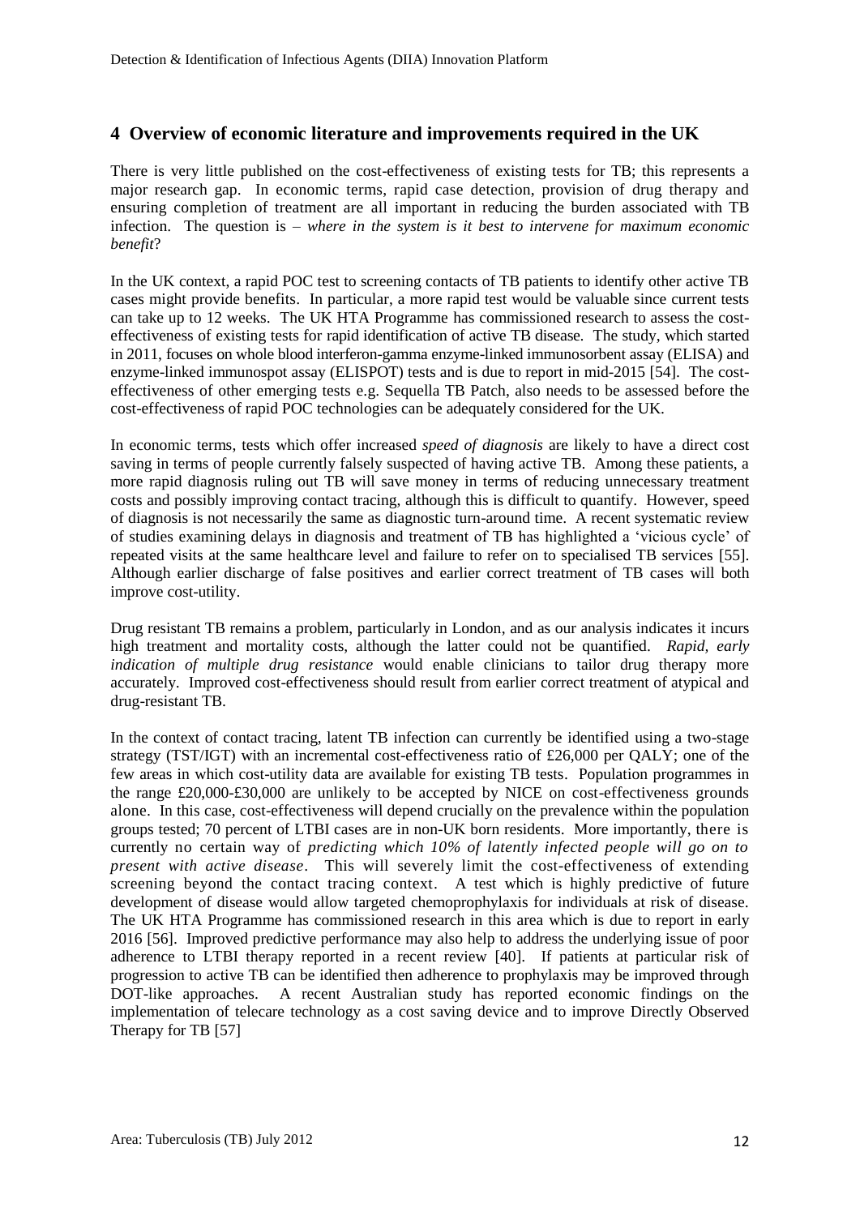## 4 Overview of economic literature and improvements required in the UK

There is very little published on the cost-effectiveness of existing tests for TB; this represents a major research gap. In economic terms, rapid case detection, provision of drug therapy and ensuring completion of treatment are all important in reducing the burden associated with TB infection. The question is – *where in the system is it best to intervene for maximum economic benefit*?

In the UK context, a rapid POC test to screening contacts of TB patients to identify other active TB cases might provide benefits. In particular, a more rapid test would be valuable since current tests can take up to 12 weeks. The UK HTA Programme has commissioned research to assess the cost-effectiveness of existing tests for rapid identification of active TB disease. The study, which started in 2011, focuses on whole blood interferon-gamma enzyme-linked immunosorbent assay (ELISA) and enzyme-linked immunospot assay (ELISPOT) tests and is due to report in mid-2015 [54]. The cost-effectiveness of other emerging tests e.g. Sequella TB Patch, also needs to be assessed before the cost-effectiveness of rapid POC technologies can be adequately considered for the UK.

In economic terms, tests which offer increased *speed of diagnosis* are likely to have a direct cost saving in terms of people currently falsely suspected of having active TB. Among these patients, a more rapid diagnosis ruling out TB will save money in terms of reducing unnecessary treatment costs and possibly improving contact tracing, although this is difficult to quantify. However, speed of diagnosis is not necessarily the same as diagnostic turn-around time. A recent systematic review of studies examining delays in diagnosis and treatment of TB has highlighted a 'vicious cycle' of repeated visits at the same healthcare level and failure to refer on to specialised TB services [55]. Although earlier discharge of false positives and earlier correct treatment of TB cases will both improve cost-utility.

Drug resistant TB remains a problem, particularly in London, and as our analysis indicates it incurs high treatment and mortality costs, although the latter could not be quantified. *Rapid, early indication of multiple drug resistance* would enable clinicians to tailor drug therapy more accurately. Improved cost-effectiveness should result from earlier correct treatment of atypical and drug-resistant TB.

In the context of contact tracing, latent TB infection can currently be identified using a two-stage strategy (TST/IGT) with an incremental cost-effectiveness ratio of £26,000 per QALY; one of the few areas in which cost-utility data are available for existing TB tests. Population programmes in the range £20,000-£30,000 are unlikely to be accepted by NICE on cost-effectiveness grounds alone. In this case, cost-effectiveness will depend crucially on the prevalence within the population groups tested; 70 percent of LTBI cases are in non-UK born residents. More importantly, there is currently no certain way of *predicting which 10% of latently infected people will go on to present with active disease*. This will severely limit the cost-effectiveness of extending screening beyond the contact tracing context. A test which is highly predictive of future development of disease would allow targeted chemoprophylaxis for individuals at risk of disease. The UK HTA Programme has commissioned research in this area which is due to report in early 2016 [56]. Improved predictive performance may also help to address the underlying issue of poor adherence to LTBI therapy reported in a recent review [40]. If patients at particular risk of progression to active TB can be identified then adherence to prophylaxis may be improved through DOT-like approaches. A recent Australian study has reported economic findings on the implementation of telecare technology as a cost saving device and to improve Directly Observed Therapy for TB [57]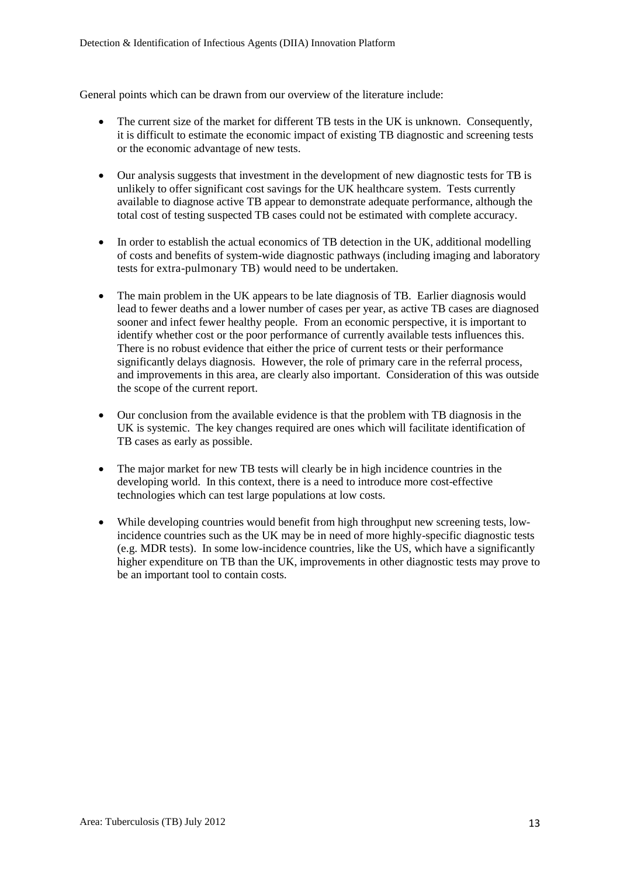General points which can be drawn from our overview of the literature include:

- The current size of the market for different TB tests in the UK is unknown. Consequently, it is difficult to estimate the economic impact of existing TB diagnostic and screening tests or the economic advantage of new tests.
- Our analysis suggests that investment in the development of new diagnostic tests for TB is unlikely to offer significant cost savings for the UK healthcare system. Tests currently available to diagnose active TB appear to demonstrate adequate performance, although the total cost of testing suspected TB cases could not be estimated with complete accuracy.
- In order to establish the actual economics of TB detection in the UK, additional modelling of costs and benefits of system-wide diagnostic pathways (including imaging and laboratory tests for extra-pulmonary TB) would need to be undertaken.
- The main problem in the UK appears to be late diagnosis of TB. Earlier diagnosis would lead to fewer deaths and a lower number of cases per year, as active TB cases are diagnosed sooner and infect fewer healthy people. From an economic perspective, it is important to identify whether cost or the poor performance of currently available tests influences this. There is no robust evidence that either the price of current tests or their performance significantly delays diagnosis. However, the role of primary care in the referral process, and improvements in this area, are clearly also important. Consideration of this was outside the scope of the current report.
- Our conclusion from the available evidence is that the problem with TB diagnosis in the UK is systemic. The key changes required are ones which will facilitate identification of TB cases as early as possible.
- The major market for new TB tests will clearly be in high incidence countries in the developing world. In this context, there is a need to introduce more cost-effective technologies which can test large populations at low costs.
- While developing countries would benefit from high throughput new screening tests, low-incidence countries such as the UK may be in need of more highly-specific diagnostic tests (e.g. MDR tests). In some low-incidence countries, like the US, which have a significantly higher expenditure on TB than the UK, improvements in other diagnostic tests may prove to be an important tool to contain costs.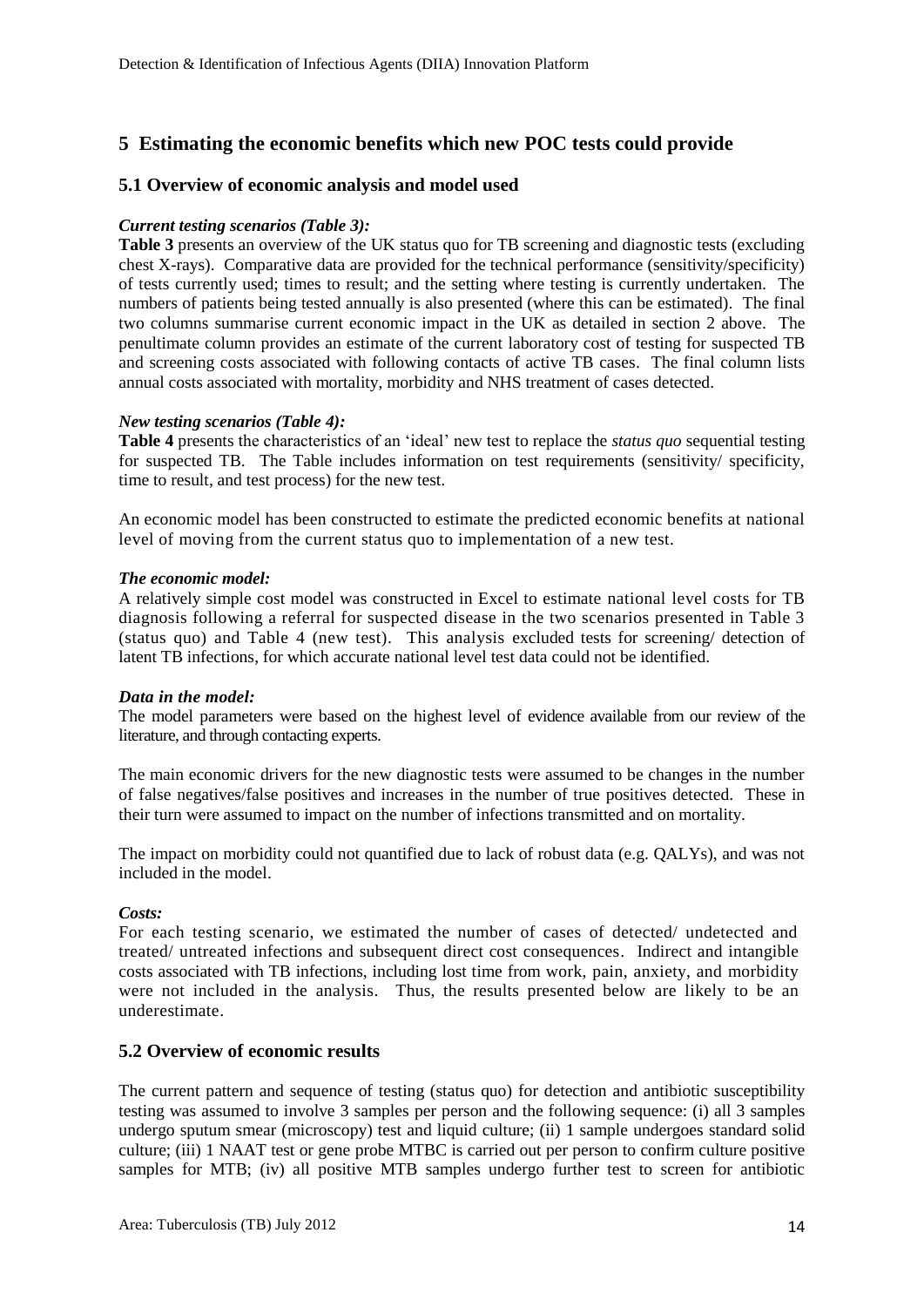## 5 Estimating the economic benefits which new POC tests could provide

### 5.1 Overview of economic analysis and model used

***Current testing scenarios (Table 3):***

**Table 3** presents an overview of the UK status quo for TB screening and diagnostic tests (excluding chest X-rays). Comparative data are provided for the technical performance (sensitivity/specificity) of tests currently used; times to result; and the setting where testing is currently undertaken. The numbers of patients being tested annually is also presented (where this can be estimated). The final two columns summarise current economic impact in the UK as detailed in section 2 above. The penultimate column provides an estimate of the current laboratory cost of testing for suspected TB and screening costs associated with following contacts of active TB cases. The final column lists annual costs associated with mortality, morbidity and NHS treatment of cases detected.

***New testing scenarios (Table 4):***

**Table 4** presents the characteristics of an 'ideal' new test to replace the *status quo* sequential testing for suspected TB. The Table includes information on test requirements (sensitivity/ specificity, time to result, and test process) for the new test.

An economic model has been constructed to estimate the predicted economic benefits at national level of moving from the current status quo to implementation of a new test.

***The economic model:***

A relatively simple cost model was constructed in Excel to estimate national level costs for TB diagnosis following a referral for suspected disease in the two scenarios presented in Table 3 (status quo) and Table 4 (new test). This analysis excluded tests for screening/ detection of latent TB infections, for which accurate national level test data could not be identified.

***Data in the model:***

The model parameters were based on the highest level of evidence available from our review of the literature, and through contacting experts.

The main economic drivers for the new diagnostic tests were assumed to be changes in the number of false negatives/false positives and increases in the number of true positives detected. These in their turn were assumed to impact on the number of infections transmitted and on mortality.

The impact on morbidity could not quantified due to lack of robust data (e.g. QALYs), and was not included in the model.

***Costs:***

For each testing scenario, we estimated the number of cases of detected/ undetected and treated/ untreated infections and subsequent direct cost consequences. Indirect and intangible costs associated with TB infections, including lost time from work, pain, anxiety, and morbidity were not included in the analysis. Thus, the results presented below are likely to be an underestimate.

### 5.2 Overview of economic results

The current pattern and sequence of testing (status quo) for detection and antibiotic susceptibility testing was assumed to involve 3 samples per person and the following sequence: (i) all 3 samples undergo sputum smear (microscopy) test and liquid culture; (ii) 1 sample undergoes standard solid culture; (iii) 1 NAAT test or gene probe MTBC is carried out per person to confirm culture positive samples for MTB; (iv) all positive MTB samples undergo further test to screen for antibiotic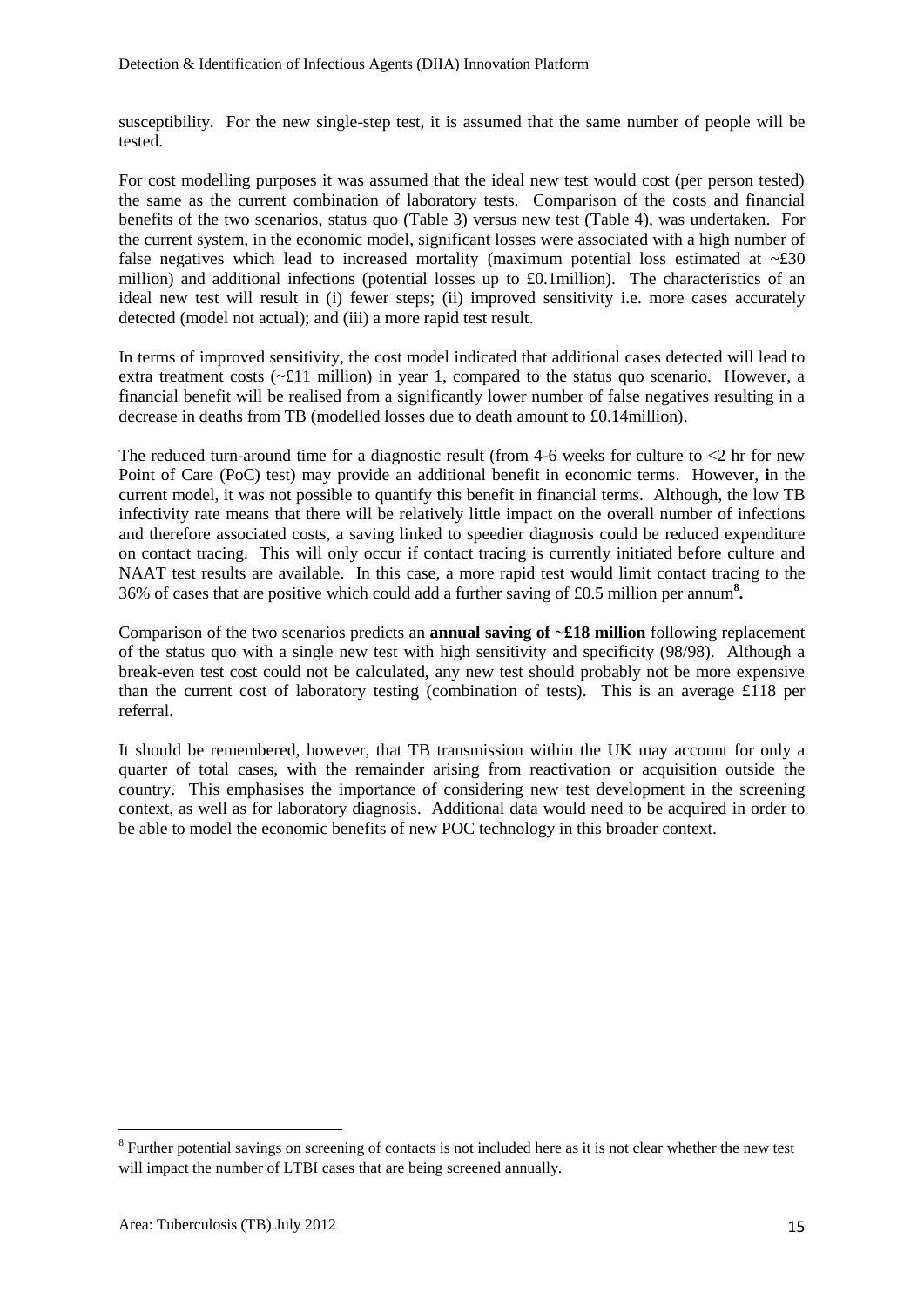susceptibility. For the new single-step test, it is assumed that the same number of people will be tested.

For cost modelling purposes it was assumed that the ideal new test would cost (per person tested) the same as the current combination of laboratory tests. Comparison of the costs and financial benefits of the two scenarios, status quo (Table 3) versus new test (Table 4), was undertaken. For the current system, in the economic model, significant losses were associated with a high number of false negatives which lead to increased mortality (maximum potential loss estimated at ~£30 million) and additional infections (potential losses up to £0.1million). The characteristics of an ideal new test will result in (i) fewer steps; (ii) improved sensitivity i.e. more cases accurately detected (model not actual); and (iii) a more rapid test result.

In terms of improved sensitivity, the cost model indicated that additional cases detected will lead to extra treatment costs (~£11 million) in year 1, compared to the status quo scenario. However, a financial benefit will be realised from a significantly lower number of false negatives resulting in a decrease in deaths from TB (modelled losses due to death amount to £0.14million).

The reduced turn-around time for a diagnostic result (from 4-6 weeks for culture to <2 hr for new Point of Care (PoC) test) may provide an additional benefit in economic terms. However, in the current model, it was not possible to quantify this benefit in financial terms. Although, the low TB infectivity rate means that there will be relatively little impact on the overall number of infections and therefore associated costs, a saving linked to speedier diagnosis could be reduced expenditure on contact tracing. This will only occur if contact tracing is currently initiated before culture and NAAT test results are available. In this case, a more rapid test would limit contact tracing to the 36% of cases that are positive which could add a further saving of £0.5 million per annum[8].

Comparison of the two scenarios predicts an **annual saving of ~£18 million** following replacement of the status quo with a single new test with high sensitivity and specificity (98/98). Although a break-even test cost could not be calculated, any new test should probably not be more expensive than the current cost of laboratory testing (combination of tests). This is an average £118 per referral.

It should be remembered, however, that TB transmission within the UK may account for only a quarter of total cases, with the remainder arising from reactivation or acquisition outside the country. This emphasises the importance of considering new test development in the screening context, as well as for laboratory diagnosis. Additional data would need to be acquired in order to be able to model the economic benefits of new POC technology in this broader context.

---

[8] Further potential savings on screening of contacts is not included here as it is not clear whether the new test will impact the number of LTBI cases that are being screened annually.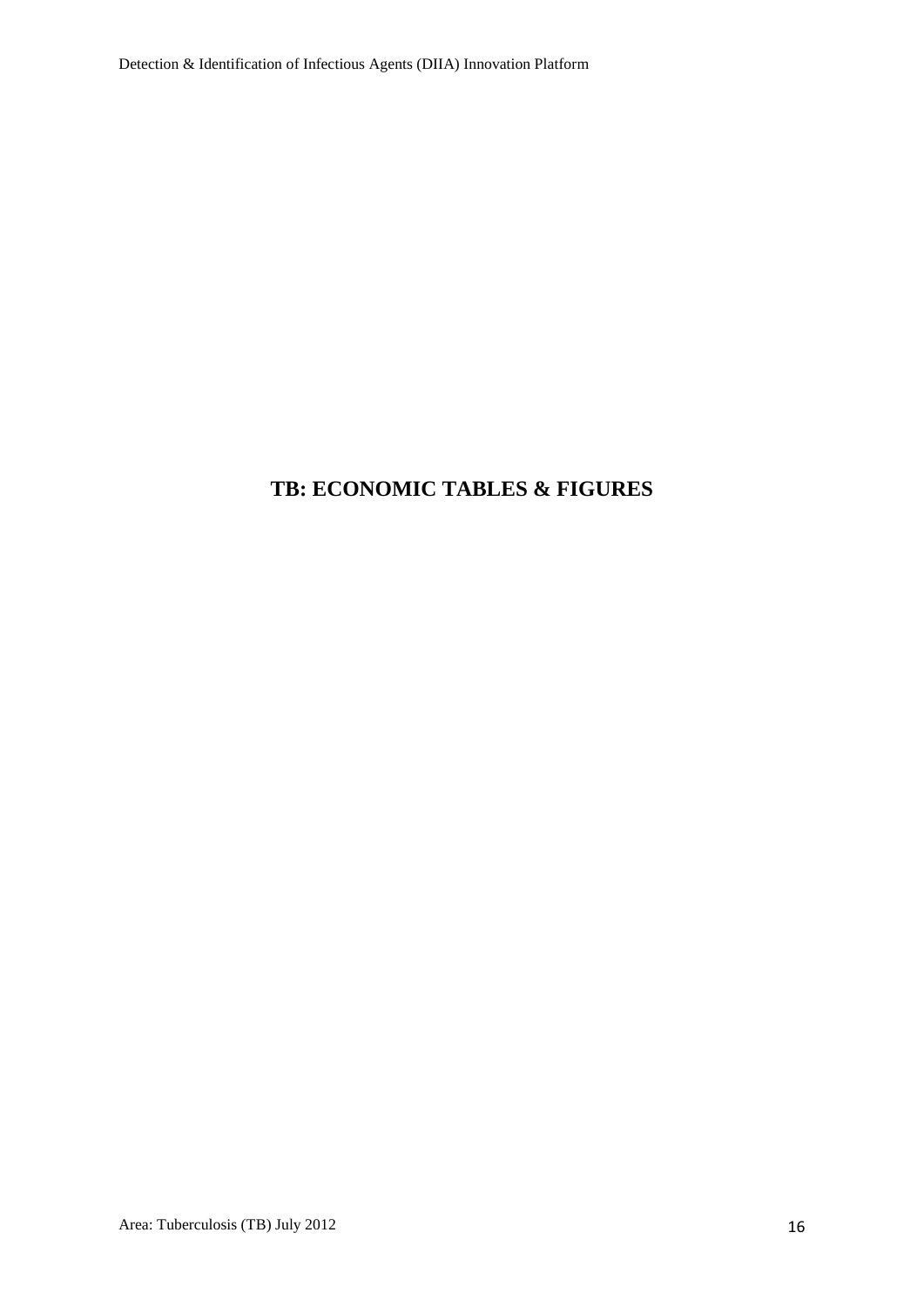# TB: ECONOMIC TABLES & FIGURES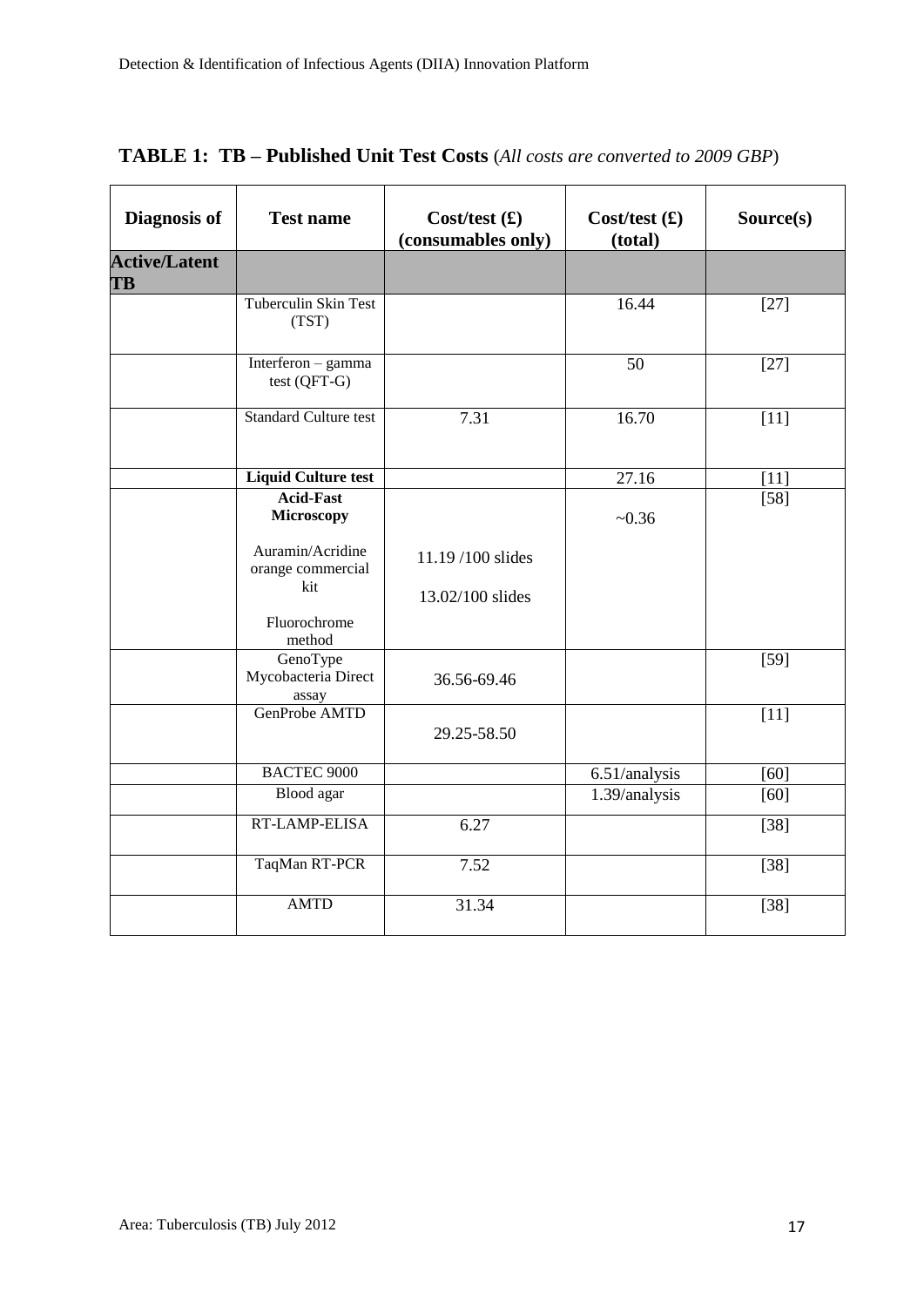**TABLE 1: TB – Published Unit Test Costs** (*All costs are converted to 2009 GBP*)

| Diagnosis of | Test name | Cost/test (£) (consumables only) | Cost/test (£) (total) | Source(s) |
|---|---|---|---|---|
| **Active/Latent TB** | | | | |
| | Tuberculin Skin Test (TST) | | 16.44 | [27] |
| | Interferon – gamma test (QFT-G) | | 50 | [27] |
| | Standard Culture test | 7.31 | 16.70 | [11] |
| | **Liquid Culture test** | | 27.16 | [11] |
| | **Acid-Fast Microscopy**<br>Auramin/Acridine orange commercial kit<br>Fluorochrome method | 11.19 /100 slides<br>13.02/100 slides | ~0.36 | [58] |
| | GenoType Mycobacteria Direct assay | 36.56-69.46 | | [59] |
| | GenProbe AMTD | 29.25-58.50 | | [11] |
| | BACTEC 9000 | | 6.51/analysis | [60] |
| | Blood agar | | 1.39/analysis | [60] |
| | RT-LAMP-ELISA | 6.27 | | [38] |
| | TaqMan RT-PCR | 7.52 | | [38] |
| | AMTD | 31.34 | | [38] |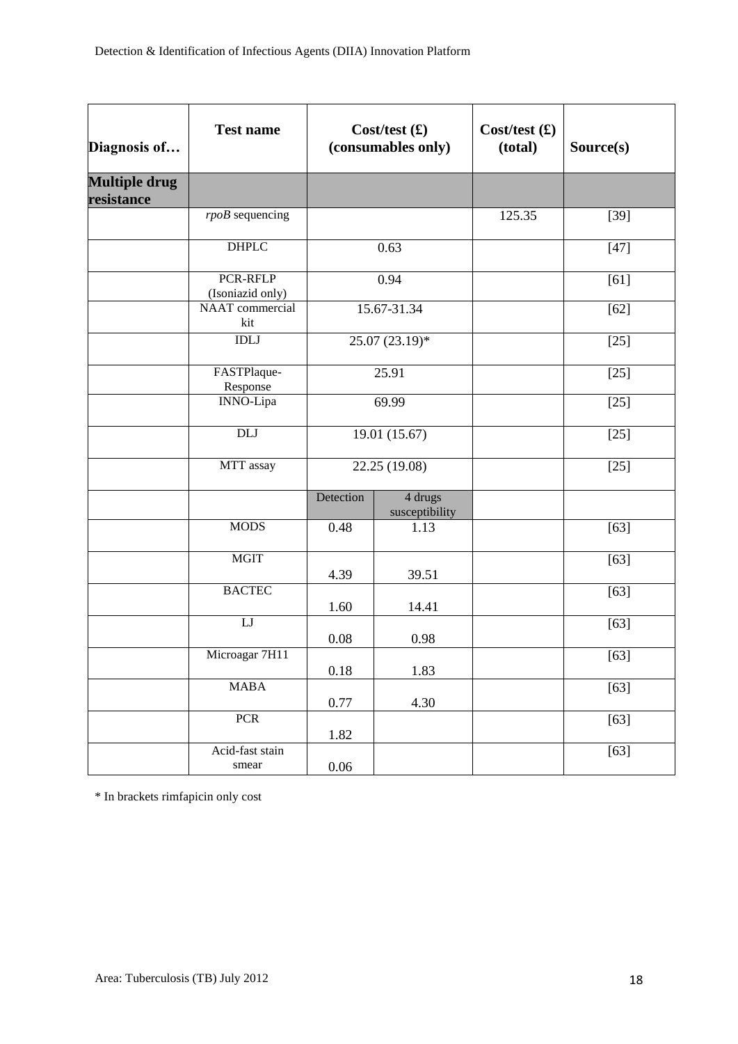| Diagnosis of… | Test name | Cost/test (£) (consumables only) | | Cost/test (£) (total) | Source(s) |
|---|---|---|---|---|---|
| **Multiple drug resistance** | | | | | |
| | *rpoB* sequencing | | | 125.35 | [39] |
| | DHPLC | 0.63 | | | [47] |
| | PCR-RFLP (Isoniazid only) | 0.94 | | | [61] |
| | NAAT commercial kit | 15.67-31.34 | | | [62] |
| | IDLJ | 25.07 (23.19)* | | | [25] |
| | FASTPlaque-Response | 25.91 | | | [25] |
| | INNO-Lipa | 69.99 | | | [25] |
| | DLJ | 19.01 (15.67) | | | [25] |
| | MTT assay | 22.25 (19.08) | | | [25] |
| | | Detection | 4 drugs susceptibility | | |
| | MODS | 0.48 | 1.13 | | [63] |
| | MGIT | 4.39 | 39.51 | | [63] |
| | BACTEC | 1.60 | 14.41 | | [63] |
| | LJ | 0.08 | 0.98 | | [63] |
| | Microagar 7H11 | 0.18 | 1.83 | | [63] |
| | MABA | 0.77 | 4.30 | | [63] |
| | PCR | 1.82 | | | [63] |
| | Acid-fast stain smear | 0.06 | | | [63] |

* In brackets rimfapicin only cost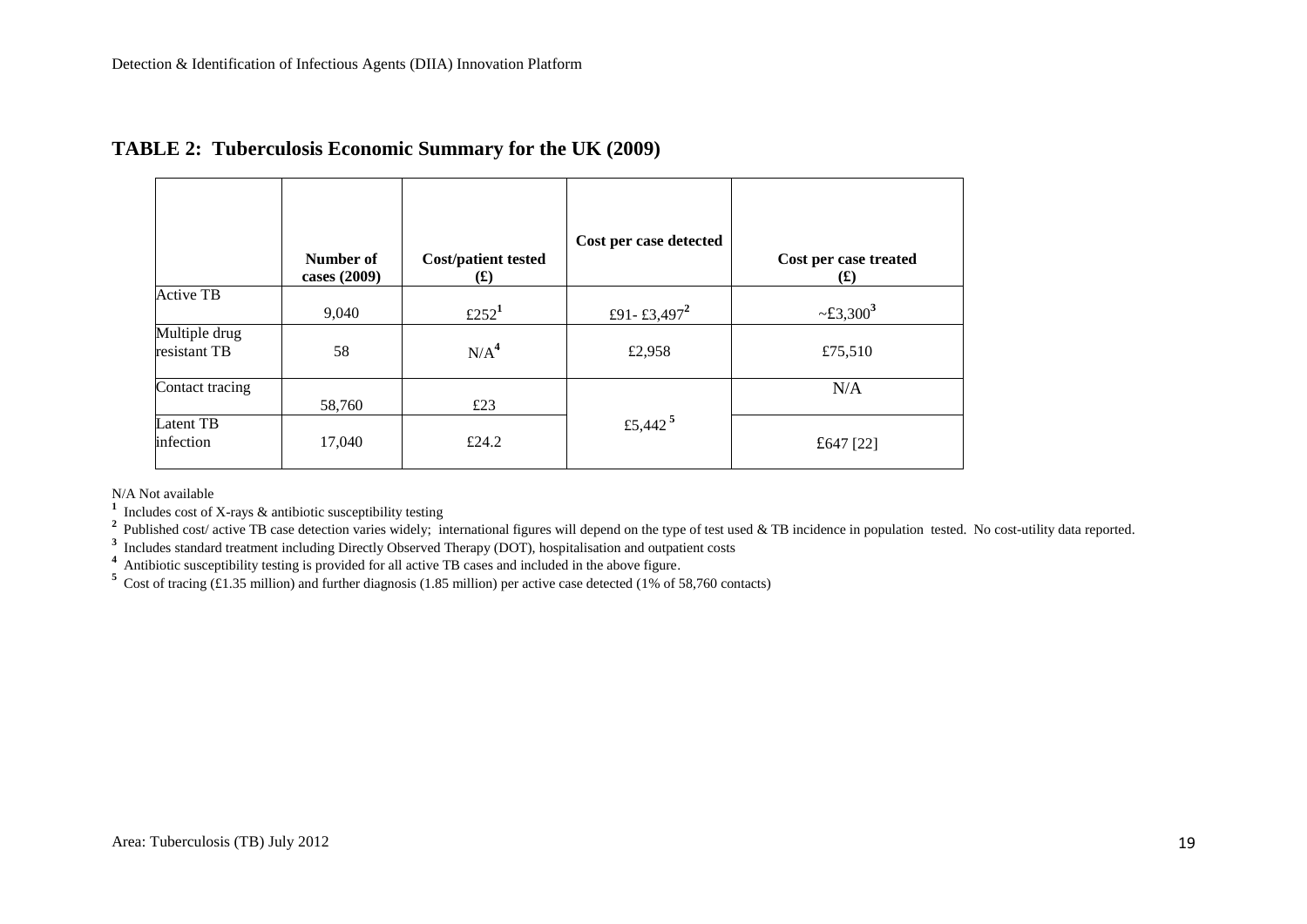## TABLE 2: Tuberculosis Economic Summary for the UK (2009)

| | Number of cases (2009) | Cost/patient tested (£) | Cost per case detected | Cost per case treated (£) |
|---|---|---|---|---|
| Active TB | 9,040 | £252[1] | £91- £3,497[2] | ~£3,300[3] |
| Multiple drug resistant TB | 58 | N/A[4] | £2,958 | £75,510 |
| Contact tracing | 58,760 | £23 | £5,442 [5] | N/A |
| Latent TB infection | 17,040 | £24.2 | | £647 [22] |

N/A Not available

[1] Includes cost of X-rays & antibiotic susceptibility testing

[2] Published cost/ active TB case detection varies widely; international figures will depend on the type of test used & TB incidence in population tested. No cost-utility data reported.

[3] Includes standard treatment including Directly Observed Therapy (DOT), hospitalisation and outpatient costs

[4] Antibiotic susceptibility testing is provided for all active TB cases and included in the above figure.

[5] Cost of tracing (£1.35 million) and further diagnosis (1.85 million) per active case detected (1% of 58,760 contacts)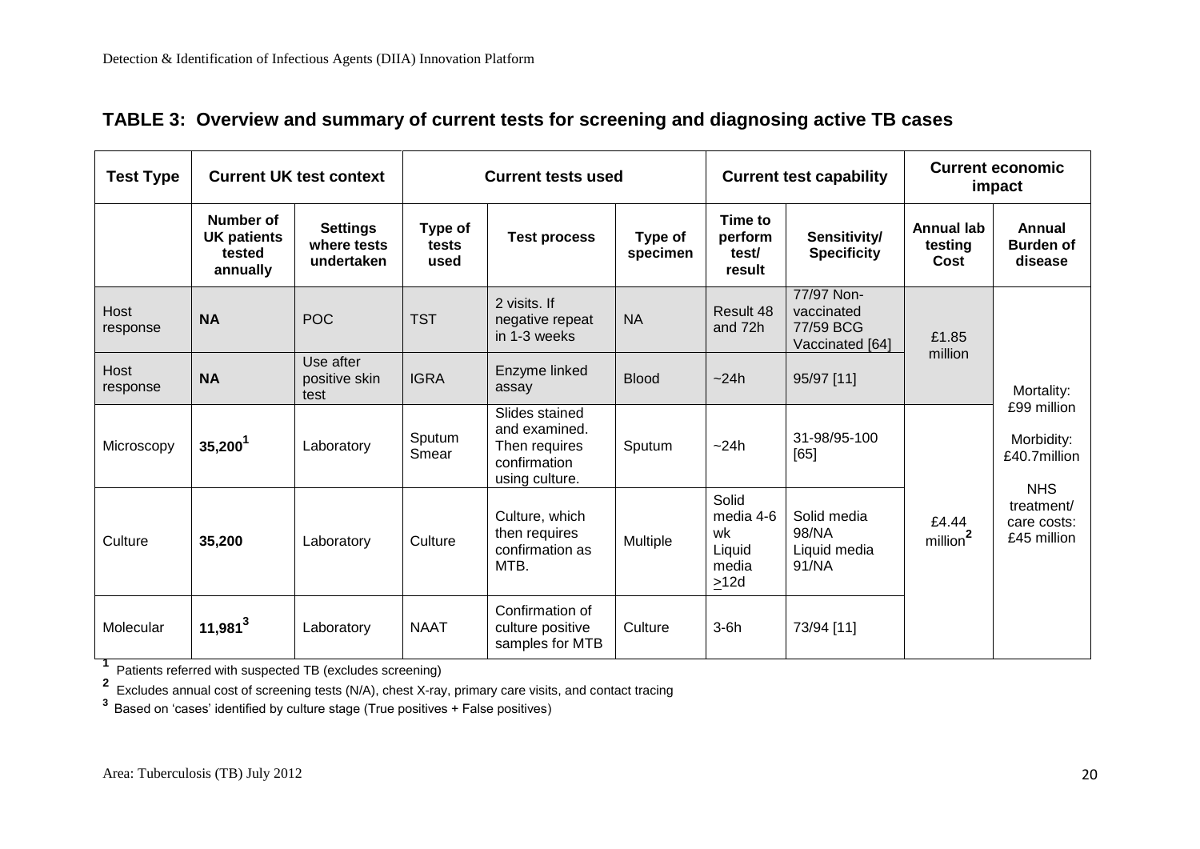## TABLE 3: Overview and summary of current tests for screening and diagnosing active TB cases

| Test Type | Current UK test context | | Current tests used | | | Current test capability | | Current economic impact | |
|---|---|---|---|---|---|---|---|---|---|
| | Number of UK patients tested annually | Settings where tests undertaken | Type of tests used | Test process | Type of specimen | Time to perform test/ result | Sensitivity/ Specificity | Annual lab testing Cost | Annual Burden of disease |
| Host response | **NA** | POC | TST | 2 visits. If negative repeat in 1-3 weeks | NA | Result 48 and 72h | 77/97 Non-vaccinated 77/59 BCG Vaccinated [64] | £1.85 million | Mortality: £99 million Morbidity: £40.7million NHS treatment/ care costs: £45 million |
| Host response | **NA** | Use after positive skin test | IGRA | Enzyme linked assay | Blood | ~24h | 95/97 [11] | | |
| Microscopy | **35,200**[1] | Laboratory | Sputum Smear | Slides stained and examined. Then requires confirmation using culture. | Sputum | ~24h | 31-98/95-100 [65] | £4.44 million[2] | |
| Culture | **35,200** | Laboratory | Culture | Culture, which then requires confirmation as MTB. | Multiple | Solid media 4-6 wk Liquid media ≥12d | Solid media 98/NA Liquid media 91/NA | | |
| Molecular | **11,981**[3] | Laboratory | NAAT | Confirmation of culture positive samples for MTB | Culture | 3-6h | 73/94 [11] | | |

[1] Patients referred with suspected TB (excludes screening)

[2] Excludes annual cost of screening tests (N/A), chest X-ray, primary care visits, and contact tracing

[3] Based on 'cases' identified by culture stage (True positives + False positives)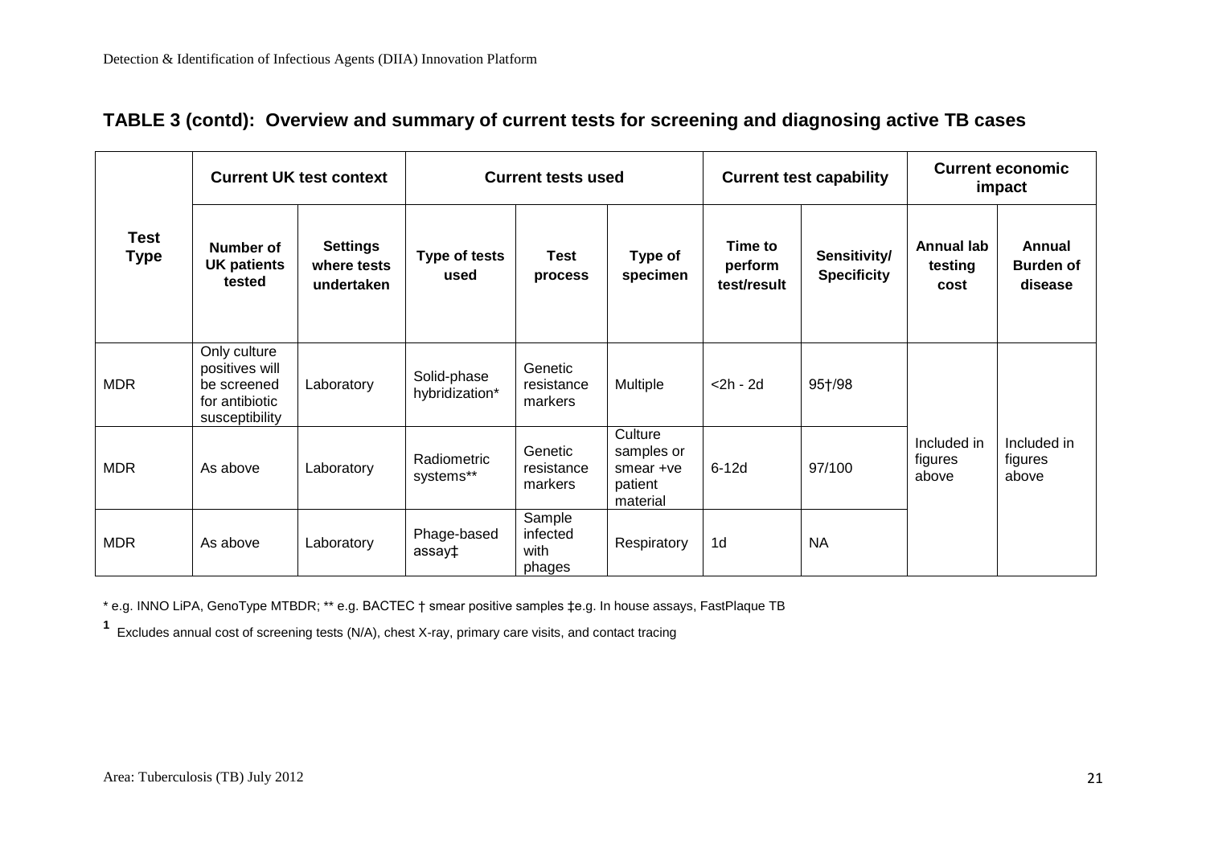## TABLE 3 (contd): Overview and summary of current tests for screening and diagnosing active TB cases

| Test Type | Current UK test context | | Current tests used | | | Current test capability | | Current economic impact | |
|---|---|---|---|---|---|---|---|---|---|
| | Number of UK patients tested | Settings where tests undertaken | Type of tests used | Test process | Type of specimen | Time to perform test/result | Sensitivity/ Specificity | Annual lab testing cost | Annual Burden of disease |
| MDR | Only culture positives will be screened for antibiotic susceptibility | Laboratory | Solid-phase hybridization* | Genetic resistance markers | Multiple | <2h - 2d | 95†/98 | Included in figures above | Included in figures above |
| MDR | As above | Laboratory | Radiometric systems** | Genetic resistance markers | Culture samples or smear +ve patient material | 6-12d | 97/100 | | |
| MDR | As above | Laboratory | Phage-based assay‡ | Sample infected with phages | Respiratory | 1d | NA | | |

\* e.g. INNO LiPA, GenoType MTBDR; ** e.g. BACTEC † smear positive samples ‡e.g. In house assays, FastPlaque TB

[1] Excludes annual cost of screening tests (N/A), chest X-ray, primary care visits, and contact tracing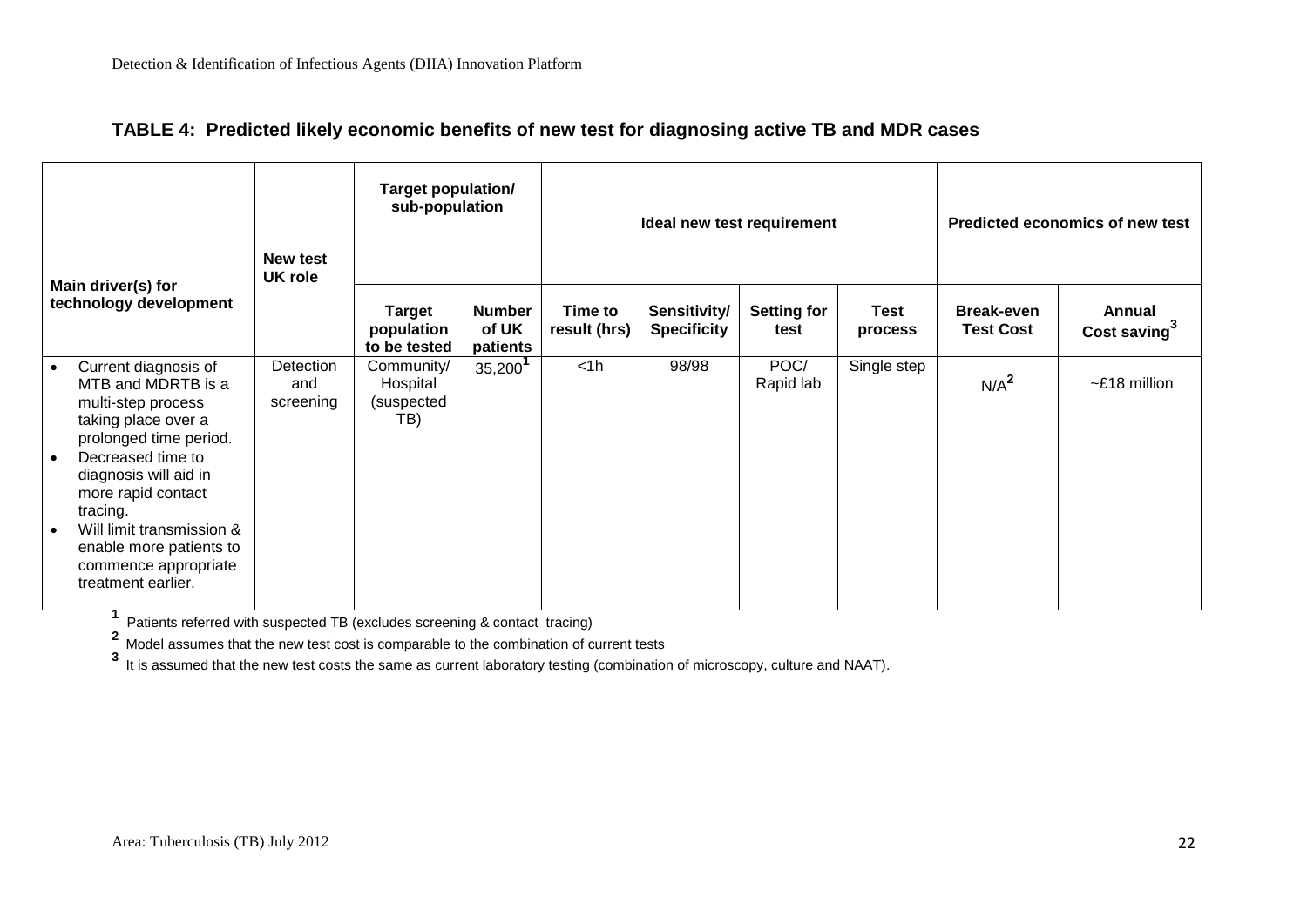## TABLE 4: Predicted likely economic benefits of new test for diagnosing active TB and MDR cases

| Main driver(s) for technology development | New test UK role | Target population/ sub-population | | Ideal new test requirement | | | | Predicted economics of new test | |
|---|---|---|---|---|---|---|---|---|---|
| | | Target population to be tested | Number of UK patients | Time to result (hrs) | Sensitivity/ Specificity | Setting for test | Test process | Break-even Test Cost | Annual Cost saving[3] |
| • Current diagnosis of MTB and MDRTB is a multi-step process taking place over a prolonged time period. • Decreased time to diagnosis will aid in more rapid contact tracing. • Will limit transmission & enable more patients to commence appropriate treatment earlier. | Detection and screening | Community/ Hospital (suspected TB) | 35,200[1] | <1h | 98/98 | POC/ Rapid lab | Single step | N/A[2] | ~£18 million |

[1] Patients referred with suspected TB (excludes screening & contact tracing)

[2] Model assumes that the new test cost is comparable to the combination of current tests

[3] It is assumed that the new test costs the same as current laboratory testing (combination of microscopy, culture and NAAT).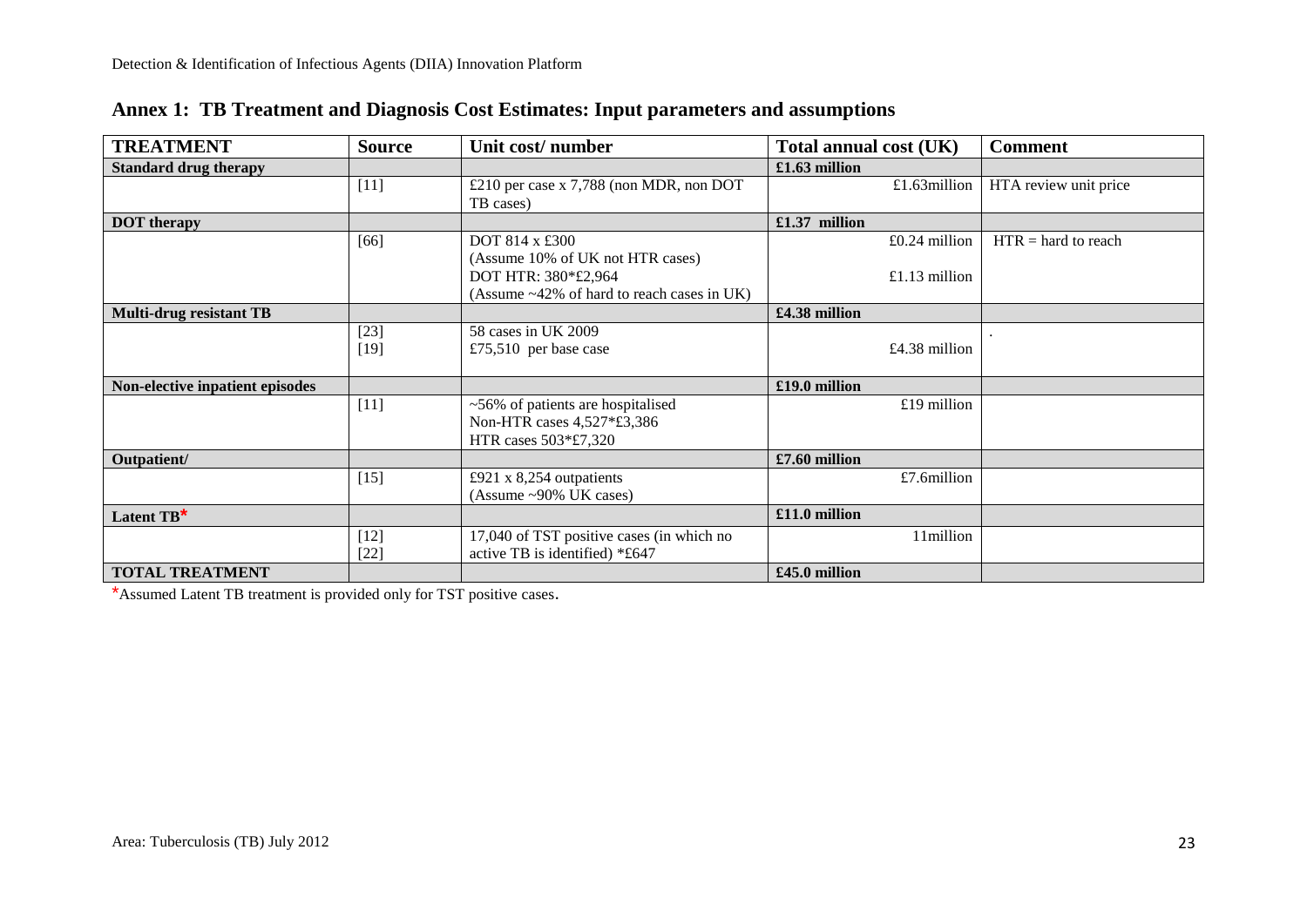## Annex 1: TB Treatment and Diagnosis Cost Estimates: Input parameters and assumptions

| TREATMENT | Source | Unit cost/ number | Total annual cost (UK) | Comment |
|---|---|---|---|---|
| **Standard drug therapy** | | | **£1.63 million** | |
| | [11] | £210 per case x 7,788 (non MDR, non DOT TB cases) | £1.63million | HTA review unit price |
| **DOT therapy** | | | **£1.37 million** | |
| | [66] | DOT 814 x £300 (Assume 10% of UK not HTR cases) DOT HTR: 380*£2,964 (Assume ~42% of hard to reach cases in UK) | £0.24 million £1.13 million | HTR = hard to reach |
| **Multi-drug resistant TB** | | | **£4.38 million** | |
| | [23] [19] | 58 cases in UK 2009 £75,510 per base case | £4.38 million | . |
| **Non-elective inpatient episodes** | | | **£19.0 million** | |
| | [11] | ~56% of patients are hospitalised Non-HTR cases 4,527*£3,386 HTR cases 503*£7,320 | £19 million | |
| **Outpatient/** | | | **£7.60 million** | |
| | [15] | £921 x 8,254 outpatients (Assume ~90% UK cases) | £7.6million | |
| **Latent TB*** | | | **£11.0 million** | |
| | [12] [22] | 17,040 of TST positive cases (in which no active TB is identified) *£647 | 11million | |
| **TOTAL TREATMENT** | | | **£45.0 million** | |

*Assumed Latent TB treatment is provided only for TST positive cases.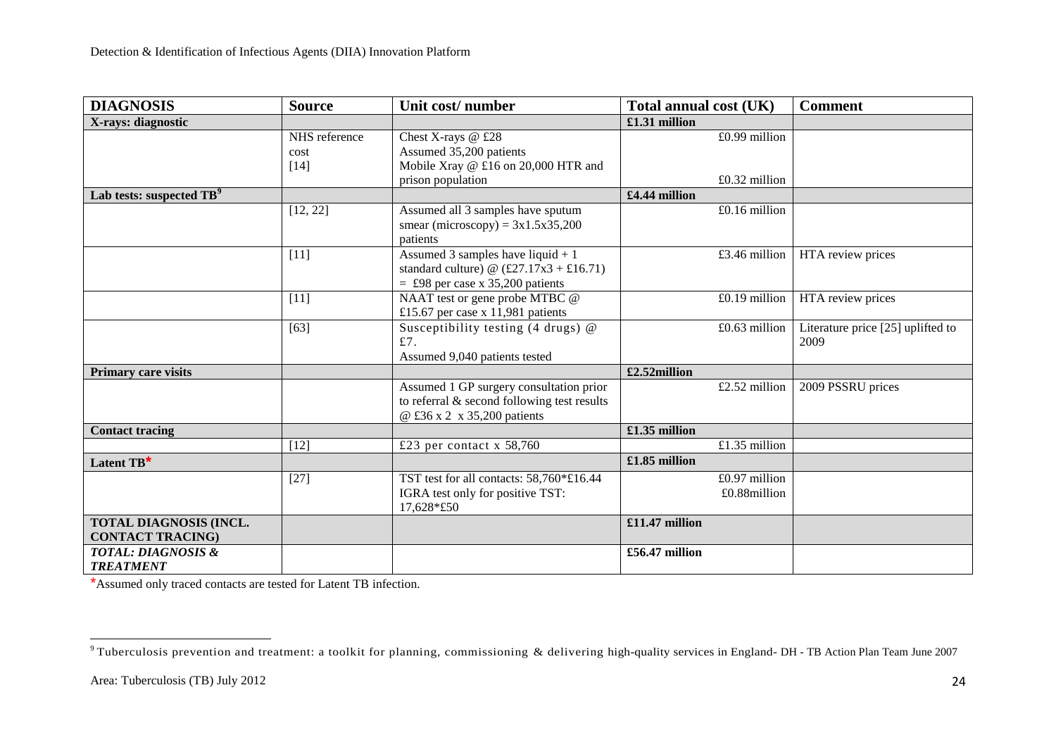| DIAGNOSIS | Source | Unit cost/ number | Total annual cost (UK) | Comment |
|---|---|---|---|---|
| **X-rays: diagnostic** | | | **£1.31 million** | |
| | NHS reference cost [14] | Chest X-rays @ £28 Assumed 35,200 patients<br>Mobile Xray @ £16 on 20,000 HTR and prison population | £0.99 million<br>£0.32 million | |
| **Lab tests: suspected TB[9]** | | | **£4.44 million** | |
| | [12, 22] | Assumed all 3 samples have sputum smear (microscopy) = 3x1.5x35,200 patients | £0.16 million | |
| | [11] | Assumed 3 samples have liquid + 1 standard culture) @ (£27.17x3 + £16.71) = £98 per case x 35,200 patients | £3.46 million | HTA review prices |
| | [11] | NAAT test or gene probe MTBC @ £15.67 per case x 11,981 patients | £0.19 million | HTA review prices |
| | [63] | Susceptibility testing (4 drugs) @ £7. Assumed 9,040 patients tested | £0.63 million | Literature price [25] uplifted to 2009 |
| **Primary care visits** | | | **£2.52million** | |
| | | Assumed 1 GP surgery consultation prior to referral & second following test results @ £36 x 2 x 35,200 patients | £2.52 million | 2009 PSSRU prices |
| **Contact tracing** | | | **£1.35 million** | |
| | [12] | £23 per contact x 58,760 | £1.35 million | |
| **Latent TB*** | | | **£1.85 million** | |
| | [27] | TST test for all contacts: 58,760*£16.44<br>IGRA test only for positive TST: 17,628*£50 | £0.97 million<br>£0.88million | |
| **TOTAL DIAGNOSIS (INCL. CONTACT TRACING)** | | | **£11.47 million** | |
| ***TOTAL: DIAGNOSIS & TREATMENT*** | | | **£56.47 million** | |

*Assumed only traced contacts are tested for Latent TB infection.

[9] Tuberculosis prevention and treatment: a toolkit for planning, commissioning & delivering high-quality services in England- DH - TB Action Plan Team June 2007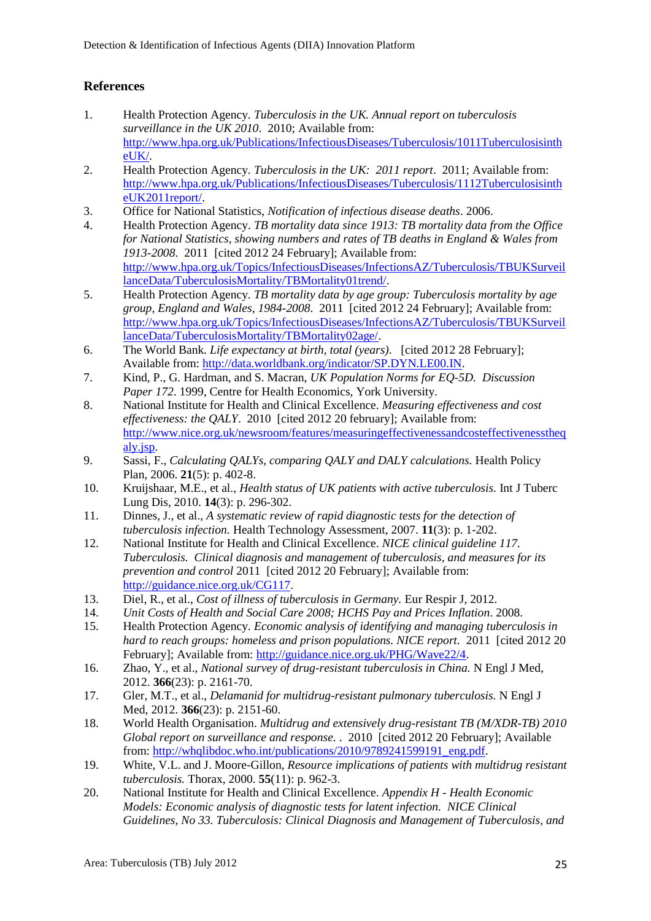## References

1. Health Protection Agency. *Tuberculosis in the UK. Annual report on tuberculosis surveillance in the UK 2010*. 2010; Available from: http://www.hpa.org.uk/Publications/InfectiousDiseases/Tuberculosis/1011TuberculosisintheUK/.
2. Health Protection Agency. *Tuberculosis in the UK: 2011 report*. 2011; Available from: http://www.hpa.org.uk/Publications/InfectiousDiseases/Tuberculosis/1112TuberculosisintheUK2011report/.
3. Office for National Statistics, *Notification of infectious disease deaths*. 2006.
4. Health Protection Agency. *TB mortality data since 1913: TB mortality data from the Office for National Statistics, showing numbers and rates of TB deaths in England & Wales from 1913-2008*. 2011 [cited 2012 24 February]; Available from: http://www.hpa.org.uk/Topics/InfectiousDiseases/InfectionsAZ/Tuberculosis/TBUKSurveillanceData/TuberculosisMortality/TBMortality01trend/.
5. Health Protection Agency. *TB mortality data by age group: Tuberculosis mortality by age group, England and Wales, 1984-2008*. 2011 [cited 2012 24 February]; Available from: http://www.hpa.org.uk/Topics/InfectiousDiseases/InfectionsAZ/Tuberculosis/TBUKSurveillanceData/TuberculosisMortality/TBMortality02age/.
6. The World Bank. *Life expectancy at birth, total (years)*. [cited 2012 28 February]; Available from: http://data.worldbank.org/indicator/SP.DYN.LE00.IN.
7. Kind, P., G. Hardman, and S. Macran, *UK Population Norms for EQ-5D. Discussion Paper 172*. 1999, Centre for Health Economics, York University.
8. National Institute for Health and Clinical Excellence. *Measuring effectiveness and cost effectiveness: the QALY*. 2010 [cited 2012 20 february]; Available from: http://www.nice.org.uk/newsroom/features/measuringeffectivenessandcosteffectivenesstheqaly.jsp.
9. Sassi, F., *Calculating QALYs, comparing QALY and DALY calculations.* Health Policy Plan, 2006. **21**(5): p. 402-8.
10. Kruijshaar, M.E., et al., *Health status of UK patients with active tuberculosis.* Int J Tuberc Lung Dis, 2010. **14**(3): p. 296-302.
11. Dinnes, J., et al., *A systematic review of rapid diagnostic tests for the detection of tuberculosis infection.* Health Technology Assessment, 2007. **11**(3): p. 1-202.
12. National Institute for Health and Clinical Excellence. *NICE clinical guideline 117. Tuberculosis. Clinical diagnosis and management of tuberculosis, and measures for its prevention and control* 2011 [cited 2012 20 February]; Available from: http://guidance.nice.org.uk/CG117.
13. Diel, R., et al., *Cost of illness of tuberculosis in Germany.* Eur Respir J, 2012.
14. *Unit Costs of Health and Social Care 2008; HCHS Pay and Prices Inflation*. 2008.
15. Health Protection Agency. *Economic analysis of identifying and managing tuberculosis in hard to reach groups: homeless and prison populations. NICE report.* 2011 [cited 2012 20 February]; Available from: http://guidance.nice.org.uk/PHG/Wave22/4.
16. Zhao, Y., et al., *National survey of drug-resistant tuberculosis in China.* N Engl J Med, 2012. **366**(23): p. 2161-70.
17. Gler, M.T., et al., *Delamanid for multidrug-resistant pulmonary tuberculosis.* N Engl J Med, 2012. **366**(23): p. 2151-60.
18. World Health Organisation. *Multidrug and extensively drug-resistant TB (M/XDR-TB) 2010 Global report on surveillance and response.* . 2010 [cited 2012 20 February]; Available from: http://whqlibdoc.who.int/publications/2010/9789241599191_eng.pdf.
19. White, V.L. and J. Moore-Gillon, *Resource implications of patients with multidrug resistant tuberculosis.* Thorax, 2000. **55**(11): p. 962-3.
20. National Institute for Health and Clinical Excellence. *Appendix H - Health Economic Models: Economic analysis of diagnostic tests for latent infection. NICE Clinical Guidelines, No 33. Tuberculosis: Clinical Diagnosis and Management of Tuberculosis, and*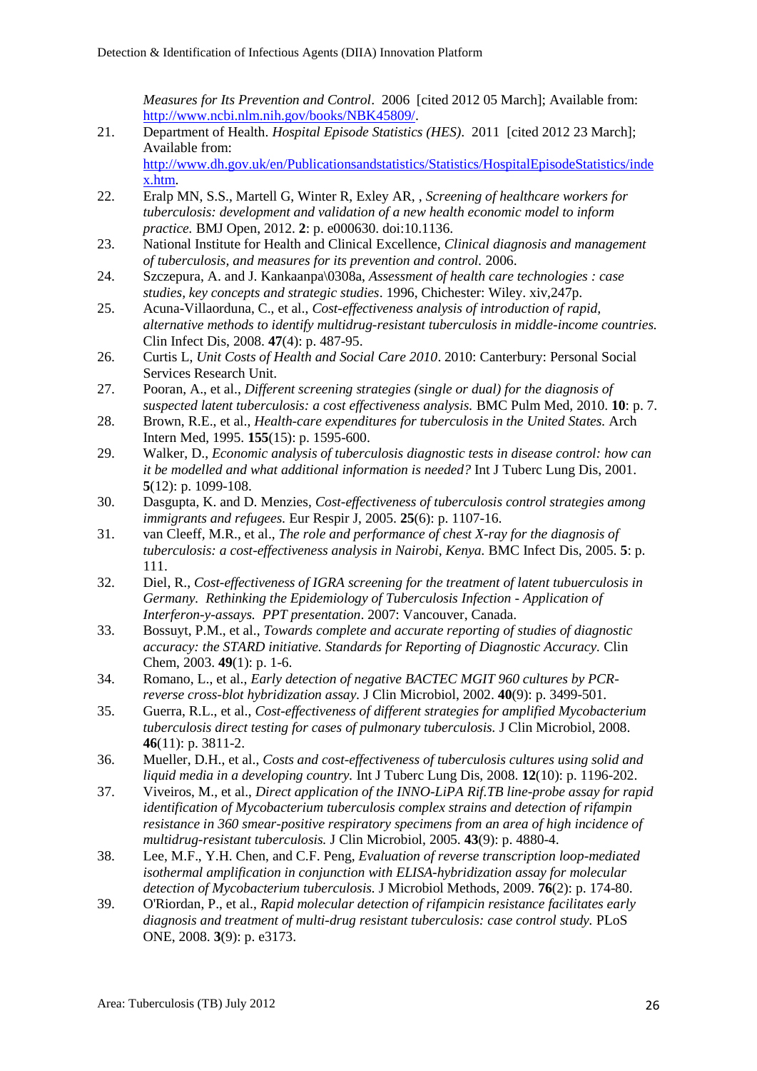*Measures for Its Prevention and Control*. 2006 [cited 2012 05 March]; Available from: http://www.ncbi.nlm.nih.gov/books/NBK45809/.

21. Department of Health. *Hospital Episode Statistics (HES)*. 2011 [cited 2012 23 March]; Available from: http://www.dh.gov.uk/en/Publicationsandstatistics/Statistics/HospitalEpisodeStatistics/index.htm.
22. Eralp MN, S.S., Martell G, Winter R, Exley AR, , *Screening of healthcare workers for tuberculosis: development and validation of a new health economic model to inform practice.* BMJ Open, 2012. **2**: p. e000630. doi:10.1136.
23. National Institute for Health and Clinical Excellence, *Clinical diagnosis and management of tuberculosis, and measures for its prevention and control.* 2006.
24. Szczepura, A. and J. Kankaanpa\0308a, *Assessment of health care technologies : case studies, key concepts and strategic studies*. 1996, Chichester: Wiley. xiv,247p.
25. Acuna-Villaorduna, C., et al., *Cost-effectiveness analysis of introduction of rapid, alternative methods to identify multidrug-resistant tuberculosis in middle-income countries.* Clin Infect Dis, 2008. **47**(4): p. 487-95.
26. Curtis L, *Unit Costs of Health and Social Care 2010*. 2010: Canterbury: Personal Social Services Research Unit.
27. Pooran, A., et al., *Different screening strategies (single or dual) for the diagnosis of suspected latent tuberculosis: a cost effectiveness analysis.* BMC Pulm Med, 2010. **10**: p. 7.
28. Brown, R.E., et al., *Health-care expenditures for tuberculosis in the United States.* Arch Intern Med, 1995. **155**(15): p. 1595-600.
29. Walker, D., *Economic analysis of tuberculosis diagnostic tests in disease control: how can it be modelled and what additional information is needed?* Int J Tuberc Lung Dis, 2001. **5**(12): p. 1099-108.
30. Dasgupta, K. and D. Menzies, *Cost-effectiveness of tuberculosis control strategies among immigrants and refugees.* Eur Respir J, 2005. **25**(6): p. 1107-16.
31. van Cleeff, M.R., et al., *The role and performance of chest X-ray for the diagnosis of tuberculosis: a cost-effectiveness analysis in Nairobi, Kenya.* BMC Infect Dis, 2005. **5**: p. 111.
32. Diel, R., *Cost-effectiveness of IGRA screening for the treatment of latent tubuerculosis in Germany. Rethinking the Epidemiology of Tuberculosis Infection - Application of Interferon-y-assays. PPT presentation*. 2007: Vancouver, Canada.
33. Bossuyt, P.M., et al., *Towards complete and accurate reporting of studies of diagnostic accuracy: the STARD initiative. Standards for Reporting of Diagnostic Accuracy.* Clin Chem, 2003. **49**(1): p. 1-6.
34. Romano, L., et al., *Early detection of negative BACTEC MGIT 960 cultures by PCR-reverse cross-blot hybridization assay.* J Clin Microbiol, 2002. **40**(9): p. 3499-501.
35. Guerra, R.L., et al., *Cost-effectiveness of different strategies for amplified Mycobacterium tuberculosis direct testing for cases of pulmonary tuberculosis.* J Clin Microbiol, 2008. **46**(11): p. 3811-2.
36. Mueller, D.H., et al., *Costs and cost-effectiveness of tuberculosis cultures using solid and liquid media in a developing country.* Int J Tuberc Lung Dis, 2008. **12**(10): p. 1196-202.
37. Viveiros, M., et al., *Direct application of the INNO-LiPA Rif.TB line-probe assay for rapid identification of Mycobacterium tuberculosis complex strains and detection of rifampin resistance in 360 smear-positive respiratory specimens from an area of high incidence of multidrug-resistant tuberculosis.* J Clin Microbiol, 2005. **43**(9): p. 4880-4.
38. Lee, M.F., Y.H. Chen, and C.F. Peng, *Evaluation of reverse transcription loop-mediated isothermal amplification in conjunction with ELISA-hybridization assay for molecular detection of Mycobacterium tuberculosis.* J Microbiol Methods, 2009. **76**(2): p. 174-80.
39. O'Riordan, P., et al., *Rapid molecular detection of rifampicin resistance facilitates early diagnosis and treatment of multi-drug resistant tuberculosis: case control study.* PLoS ONE, 2008. **3**(9): p. e3173.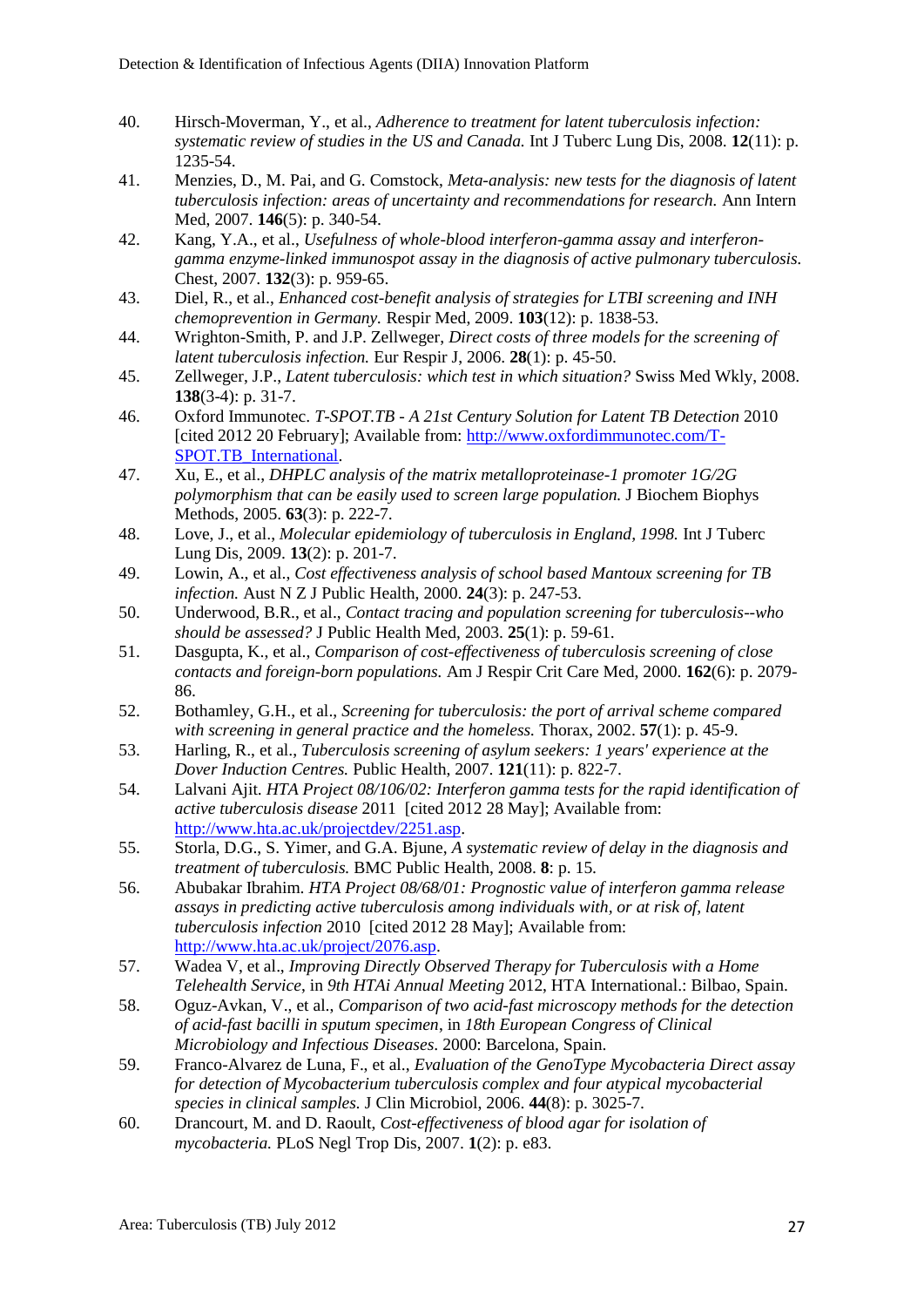40. Hirsch-Moverman, Y., et al., *Adherence to treatment for latent tuberculosis infection: systematic review of studies in the US and Canada.* Int J Tuberc Lung Dis, 2008. **12**(11): p. 1235-54.
41. Menzies, D., M. Pai, and G. Comstock, *Meta-analysis: new tests for the diagnosis of latent tuberculosis infection: areas of uncertainty and recommendations for research.* Ann Intern Med, 2007. **146**(5): p. 340-54.
42. Kang, Y.A., et al., *Usefulness of whole-blood interferon-gamma assay and interferon-gamma enzyme-linked immunospot assay in the diagnosis of active pulmonary tuberculosis.* Chest, 2007. **132**(3): p. 959-65.
43. Diel, R., et al., *Enhanced cost-benefit analysis of strategies for LTBI screening and INH chemoprevention in Germany.* Respir Med, 2009. **103**(12): p. 1838-53.
44. Wrighton-Smith, P. and J.P. Zellweger, *Direct costs of three models for the screening of latent tuberculosis infection.* Eur Respir J, 2006. **28**(1): p. 45-50.
45. Zellweger, J.P., *Latent tuberculosis: which test in which situation?* Swiss Med Wkly, 2008. **138**(3-4): p. 31-7.
46. Oxford Immunotec. *T-SPOT.TB - A 21st Century Solution for Latent TB Detection* 2010 [cited 2012 20 February]; Available from: http://www.oxfordimmunotec.com/T-SPOT.TB_International.
47. Xu, E., et al., *DHPLC analysis of the matrix metalloproteinase-1 promoter 1G/2G polymorphism that can be easily used to screen large population.* J Biochem Biophys Methods, 2005. **63**(3): p. 222-7.
48. Love, J., et al., *Molecular epidemiology of tuberculosis in England, 1998.* Int J Tuberc Lung Dis, 2009. **13**(2): p. 201-7.
49. Lowin, A., et al., *Cost effectiveness analysis of school based Mantoux screening for TB infection.* Aust N Z J Public Health, 2000. **24**(3): p. 247-53.
50. Underwood, B.R., et al., *Contact tracing and population screening for tuberculosis--who should be assessed?* J Public Health Med, 2003. **25**(1): p. 59-61.
51. Dasgupta, K., et al., *Comparison of cost-effectiveness of tuberculosis screening of close contacts and foreign-born populations.* Am J Respir Crit Care Med, 2000. **162**(6): p. 2079-86.
52. Bothamley, G.H., et al., *Screening for tuberculosis: the port of arrival scheme compared with screening in general practice and the homeless.* Thorax, 2002. **57**(1): p. 45-9.
53. Harling, R., et al., *Tuberculosis screening of asylum seekers: 1 years' experience at the Dover Induction Centres.* Public Health, 2007. **121**(11): p. 822-7.
54. Lalvani Ajit. *HTA Project 08/106/02: Interferon gamma tests for the rapid identification of active tuberculosis disease* 2011 [cited 2012 28 May]; Available from: http://www.hta.ac.uk/projectdev/2251.asp.
55. Storla, D.G., S. Yimer, and G.A. Bjune, *A systematic review of delay in the diagnosis and treatment of tuberculosis.* BMC Public Health, 2008. **8**: p. 15.
56. Abubakar Ibrahim. *HTA Project 08/68/01: Prognostic value of interferon gamma release assays in predicting active tuberculosis among individuals with, or at risk of, latent tuberculosis infection* 2010 [cited 2012 28 May]; Available from: http://www.hta.ac.uk/project/2076.asp.
57. Wadea V, et al., *Improving Directly Observed Therapy for Tuberculosis with a Home Telehealth Service*, in *9th HTAi Annual Meeting* 2012, HTA International.: Bilbao, Spain.
58. Oguz-Avkan, V., et al., *Comparison of two acid-fast microscopy methods for the detection of acid-fast bacilli in sputum specimen*, in *18th European Congress of Clinical Microbiology and Infectious Diseases*. 2000: Barcelona, Spain.
59. Franco-Alvarez de Luna, F., et al., *Evaluation of the GenoType Mycobacteria Direct assay for detection of Mycobacterium tuberculosis complex and four atypical mycobacterial species in clinical samples.* J Clin Microbiol, 2006. **44**(8): p. 3025-7.
60. Drancourt, M. and D. Raoult, *Cost-effectiveness of blood agar for isolation of mycobacteria.* PLoS Negl Trop Dis, 2007. **1**(2): p. e83.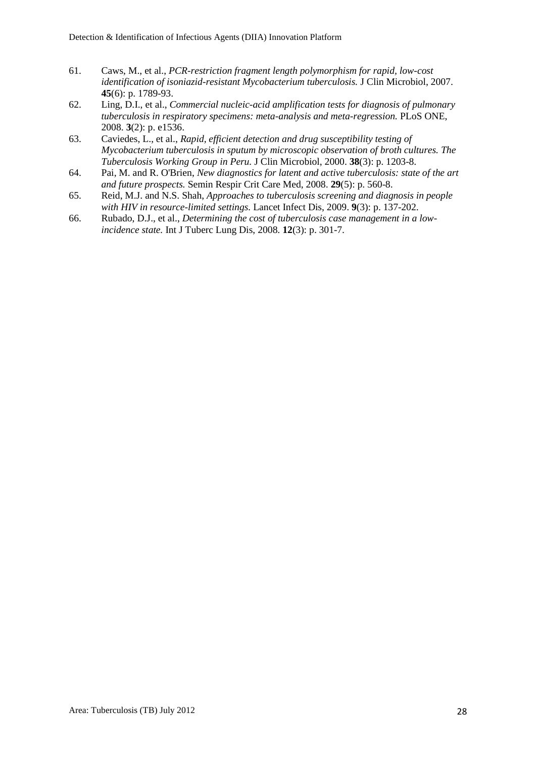61. Caws, M., et al., *PCR-restriction fragment length polymorphism for rapid, low-cost identification of isoniazid-resistant Mycobacterium tuberculosis.* J Clin Microbiol, 2007. **45**(6): p. 1789-93.
62. Ling, D.I., et al., *Commercial nucleic-acid amplification tests for diagnosis of pulmonary tuberculosis in respiratory specimens: meta-analysis and meta-regression.* PLoS ONE, 2008. **3**(2): p. e1536.
63. Caviedes, L., et al., *Rapid, efficient detection and drug susceptibility testing of Mycobacterium tuberculosis in sputum by microscopic observation of broth cultures. The Tuberculosis Working Group in Peru.* J Clin Microbiol, 2000. **38**(3): p. 1203-8.
64. Pai, M. and R. O'Brien, *New diagnostics for latent and active tuberculosis: state of the art and future prospects.* Semin Respir Crit Care Med, 2008. **29**(5): p. 560-8.
65. Reid, M.J. and N.S. Shah, *Approaches to tuberculosis screening and diagnosis in people with HIV in resource-limited settings.* Lancet Infect Dis, 2009. **9**(3): p. 137-202.
66. Rubado, D.J., et al., *Determining the cost of tuberculosis case management in a low-incidence state.* Int J Tuberc Lung Dis, 2008. **12**(3): p. 301-7.